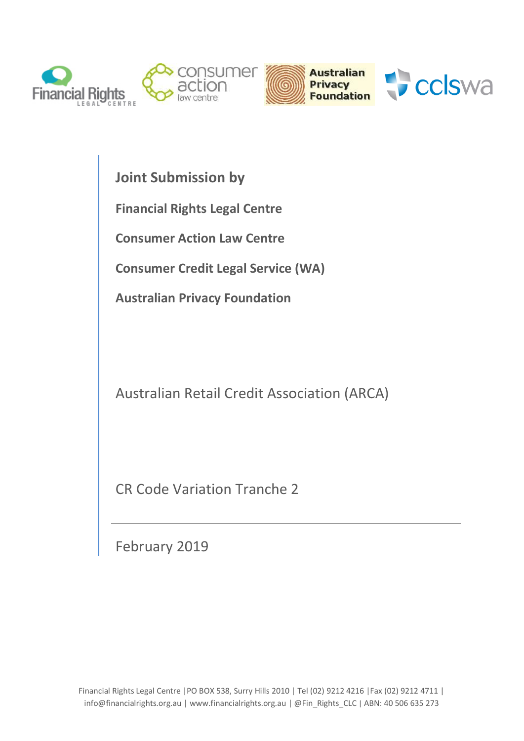**Joint Submission by**

**Financial Rights Legal Centre**

**Consumer Action Law Centre**

**Consumer Credit Legal Service (WA)**

**Australian Privacy Foundation**

Australian Retail Credit Association (ARCA)

CR Code Variation Tranche 2

---

February 2019

Financial Rights Legal Centre |PO BOX 538, Surry Hills 2010 | Tel (02) 9212 4216 |Fax (02) 9212 4711 | info@financialrights.org.au | www.financialrights.org.au | @Fin_Rights_CLC | ABN: 40 506 635 273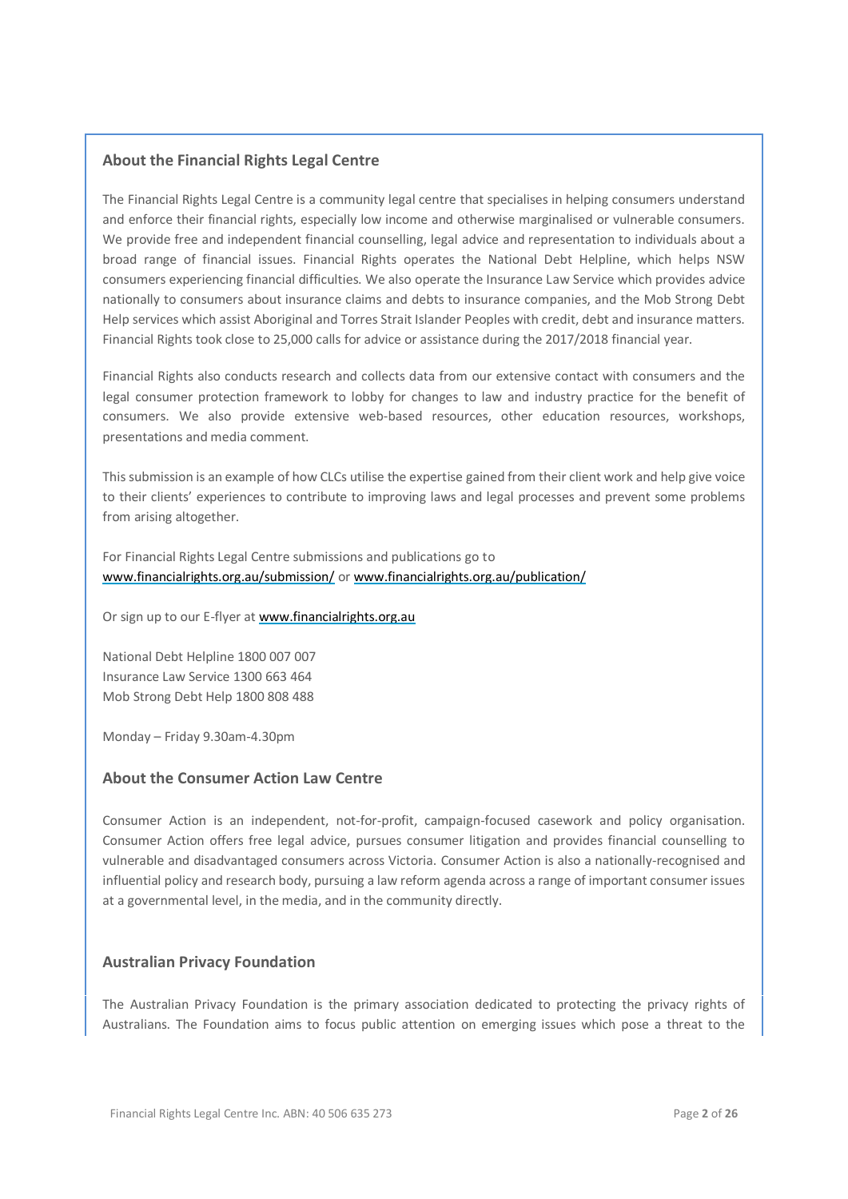## About the Financial Rights Legal Centre

The Financial Rights Legal Centre is a community legal centre that specialises in helping consumers understand and enforce their financial rights, especially low income and otherwise marginalised or vulnerable consumers. We provide free and independent financial counselling, legal advice and representation to individuals about a broad range of financial issues. Financial Rights operates the National Debt Helpline, which helps NSW consumers experiencing financial difficulties. We also operate the Insurance Law Service which provides advice nationally to consumers about insurance claims and debts to insurance companies, and the Mob Strong Debt Help services which assist Aboriginal and Torres Strait Islander Peoples with credit, debt and insurance matters. Financial Rights took close to 25,000 calls for advice or assistance during the 2017/2018 financial year.

Financial Rights also conducts research and collects data from our extensive contact with consumers and the legal consumer protection framework to lobby for changes to law and industry practice for the benefit of consumers. We also provide extensive web-based resources, other education resources, workshops, presentations and media comment.

This submission is an example of how CLCs utilise the expertise gained from their client work and help give voice to their clients' experiences to contribute to improving laws and legal processes and prevent some problems from arising altogether.

For Financial Rights Legal Centre submissions and publications go to
www.financialrights.org.au/submission/ or www.financialrights.org.au/publication/

Or sign up to our E-flyer at www.financialrights.org.au

National Debt Helpline 1800 007 007
Insurance Law Service 1300 663 464
Mob Strong Debt Help 1800 808 488

Monday – Friday 9.30am-4.30pm

## About the Consumer Action Law Centre

Consumer Action is an independent, not-for-profit, campaign-focused casework and policy organisation. Consumer Action offers free legal advice, pursues consumer litigation and provides financial counselling to vulnerable and disadvantaged consumers across Victoria. Consumer Action is also a nationally-recognised and influential policy and research body, pursuing a law reform agenda across a range of important consumer issues at a governmental level, in the media, and in the community directly.

## Australian Privacy Foundation

The Australian Privacy Foundation is the primary association dedicated to protecting the privacy rights of Australians. The Foundation aims to focus public attention on emerging issues which pose a threat to the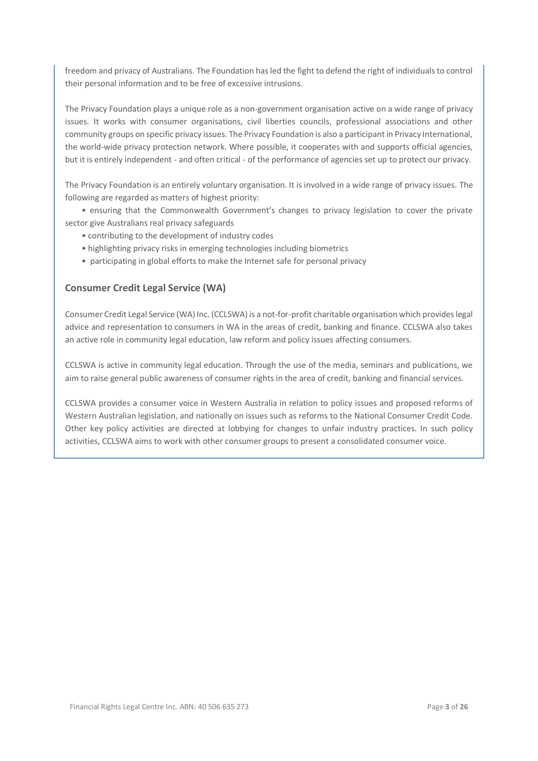freedom and privacy of Australians. The Foundation has led the fight to defend the right of individuals to control their personal information and to be free of excessive intrusions.

The Privacy Foundation plays a unique role as a non-government organisation active on a wide range of privacy issues. It works with consumer organisations, civil liberties councils, professional associations and other community groups on specific privacy issues. The Privacy Foundation is also a participant in Privacy International, the world-wide privacy protection network. Where possible, it cooperates with and supports official agencies, but it is entirely independent - and often critical - of the performance of agencies set up to protect our privacy.

The Privacy Foundation is an entirely voluntary organisation. It is involved in a wide range of privacy issues. The following are regarded as matters of highest priority:

- ensuring that the Commonwealth Government's changes to privacy legislation to cover the private sector give Australians real privacy safeguards
- contributing to the development of industry codes
- highlighting privacy risks in emerging technologies including biometrics
- participating in global efforts to make the Internet safe for personal privacy

### Consumer Credit Legal Service (WA)

Consumer Credit Legal Service (WA) Inc. (CCLSWA) is a not-for-profit charitable organisation which provides legal advice and representation to consumers in WA in the areas of credit, banking and finance. CCLSWA also takes an active role in community legal education, law reform and policy issues affecting consumers.

CCLSWA is active in community legal education. Through the use of the media, seminars and publications, we aim to raise general public awareness of consumer rights in the area of credit, banking and financial services.

CCLSWA provides a consumer voice in Western Australia in relation to policy issues and proposed reforms of Western Australian legislation, and nationally on issues such as reforms to the National Consumer Credit Code. Other key policy activities are directed at lobbying for changes to unfair industry practices. In such policy activities, CCLSWA aims to work with other consumer groups to present a consolidated consumer voice.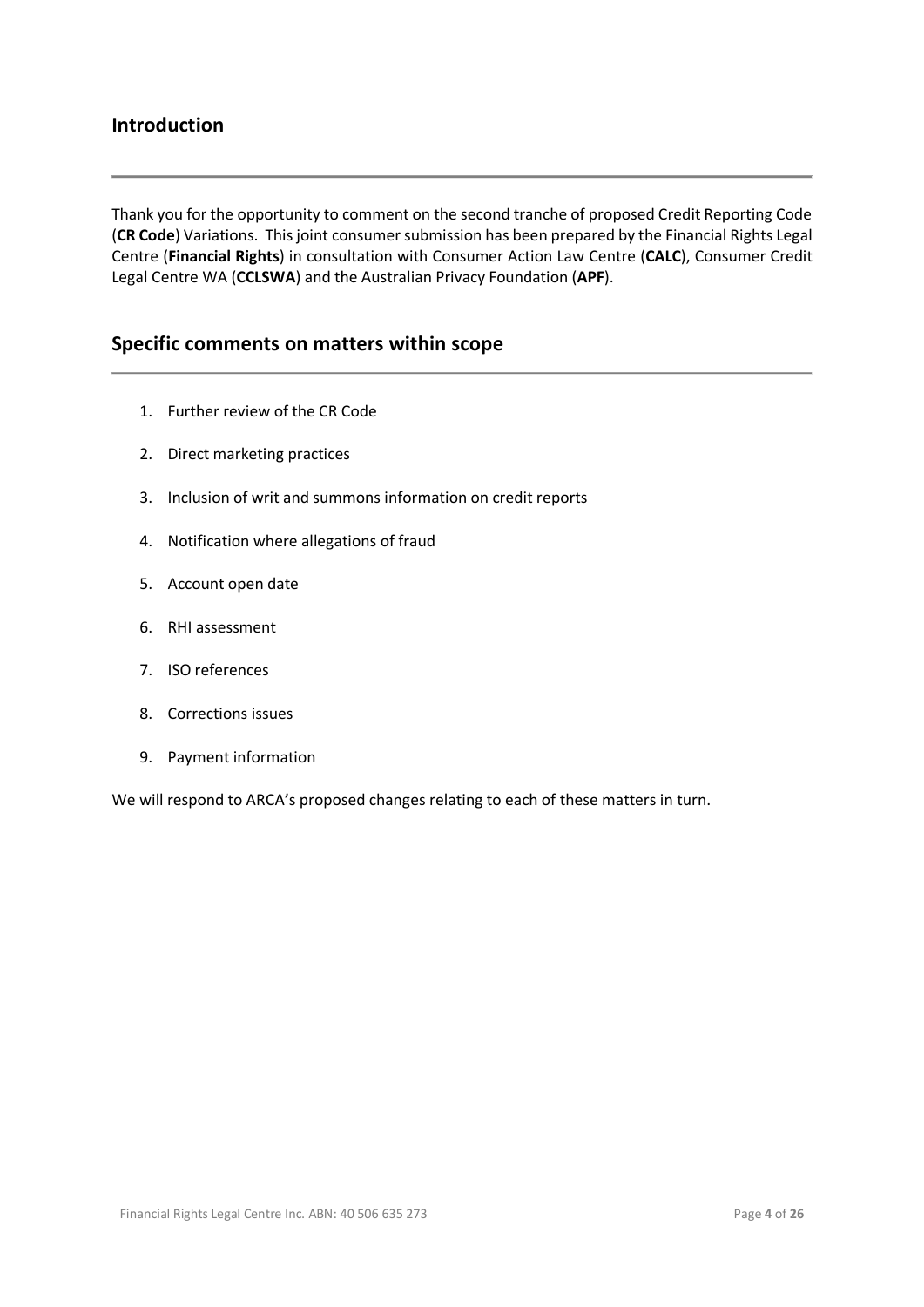## Introduction

Thank you for the opportunity to comment on the second tranche of proposed Credit Reporting Code (**CR Code**) Variations. This joint consumer submission has been prepared by the Financial Rights Legal Centre (**Financial Rights**) in consultation with Consumer Action Law Centre (**CALC**), Consumer Credit Legal Centre WA (**CCLSWA**) and the Australian Privacy Foundation (**APF**).

## Specific comments on matters within scope

1. Further review of the CR Code
2. Direct marketing practices
3. Inclusion of writ and summons information on credit reports
4. Notification where allegations of fraud
5. Account open date
6. RHI assessment
7. ISO references
8. Corrections issues
9. Payment information

We will respond to ARCA's proposed changes relating to each of these matters in turn.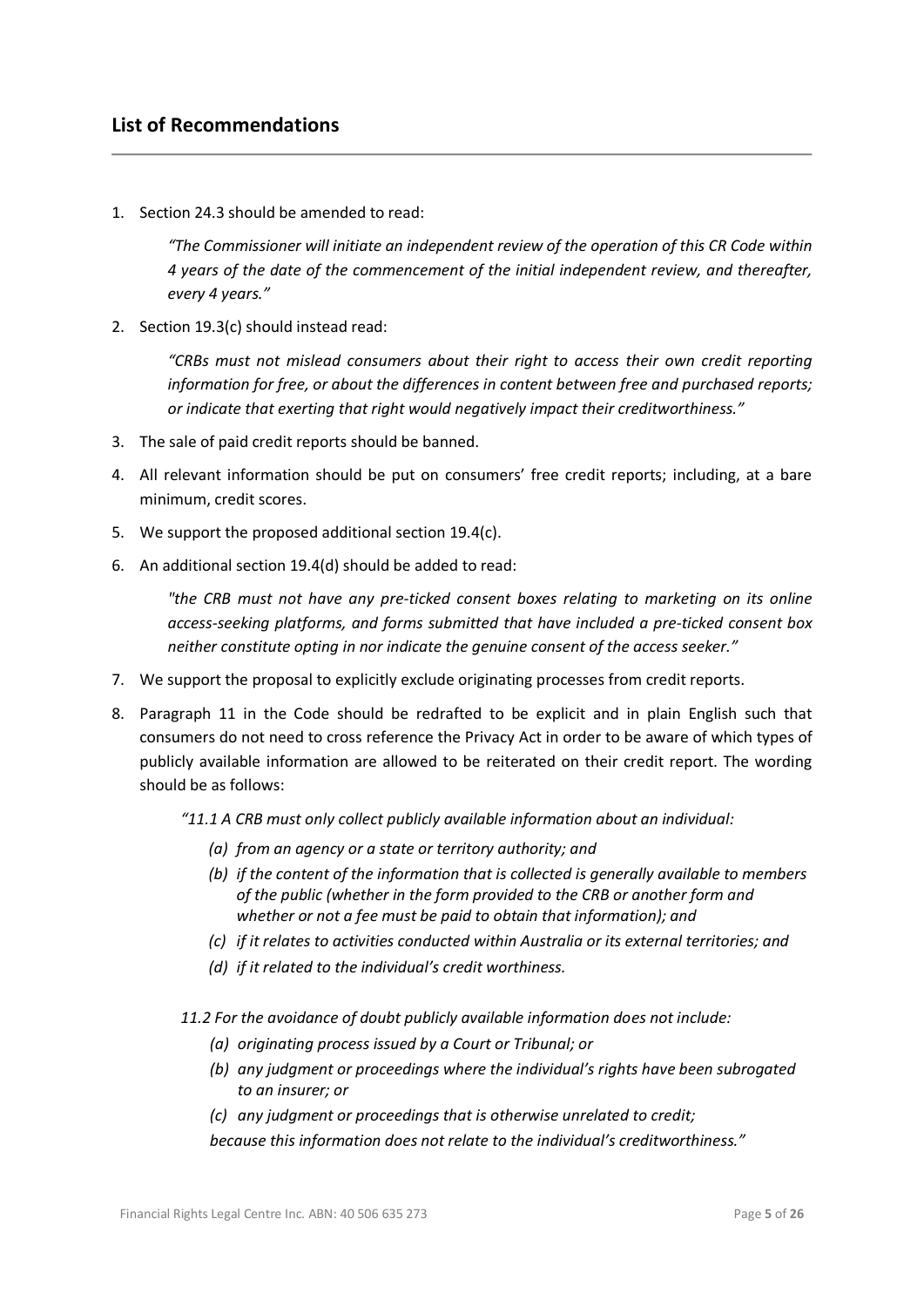## List of Recommendations

1. Section 24.3 should be amended to read:

    *"The Commissioner will initiate an independent review of the operation of this CR Code within 4 years of the date of the commencement of the initial independent review, and thereafter, every 4 years."*

2. Section 19.3(c) should instead read:

    *"CRBs must not mislead consumers about their right to access their own credit reporting information for free, or about the differences in content between free and purchased reports; or indicate that exerting that right would negatively impact their creditworthiness."*

3. The sale of paid credit reports should be banned.
4. All relevant information should be put on consumers' free credit reports; including, at a bare minimum, credit scores.
5. We support the proposed additional section 19.4(c).
6. An additional section 19.4(d) should be added to read:

    *"the CRB must not have any pre-ticked consent boxes relating to marketing on its online access-seeking platforms, and forms submitted that have included a pre-ticked consent box neither constitute opting in nor indicate the genuine consent of the access seeker."*

7. We support the proposal to explicitly exclude originating processes from credit reports.
8. Paragraph 11 in the Code should be redrafted to be explicit and in plain English such that consumers do not need to cross reference the Privacy Act in order to be aware of which types of publicly available information are allowed to be reiterated on their credit report. The wording should be as follows:

    *"11.1 A CRB must only collect publicly available information about an individual:*

    - *(a) from an agency or a state or territory authority; and*
    - *(b) if the content of the information that is collected is generally available to members of the public (whether in the form provided to the CRB or another form and whether or not a fee must be paid to obtain that information); and*
    - *(c) if it relates to activities conducted within Australia or its external territories; and*
    - *(d) if it related to the individual's credit worthiness.*

    *11.2 For the avoidance of doubt publicly available information does not include:*

    - *(a) originating process issued by a Court or Tribunal; or*
    - *(b) any judgment or proceedings where the individual's rights have been subrogated to an insurer; or*
    - *(c) any judgment or proceedings that is otherwise unrelated to credit;*

    *because this information does not relate to the individual's creditworthiness."*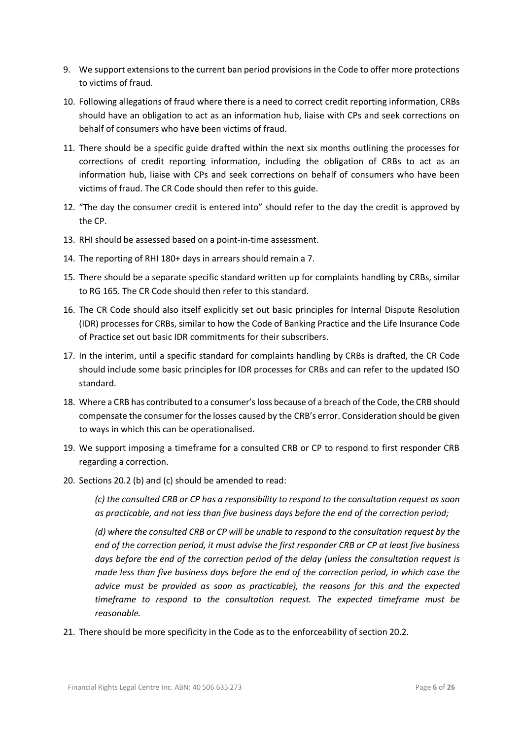9. We support extensions to the current ban period provisions in the Code to offer more protections to victims of fraud.
10. Following allegations of fraud where there is a need to correct credit reporting information, CRBs should have an obligation to act as an information hub, liaise with CPs and seek corrections on behalf of consumers who have been victims of fraud.
11. There should be a specific guide drafted within the next six months outlining the processes for corrections of credit reporting information, including the obligation of CRBs to act as an information hub, liaise with CPs and seek corrections on behalf of consumers who have been victims of fraud. The CR Code should then refer to this guide.
12. "The day the consumer credit is entered into" should refer to the day the credit is approved by the CP.
13. RHI should be assessed based on a point-in-time assessment.
14. The reporting of RHI 180+ days in arrears should remain a 7.
15. There should be a separate specific standard written up for complaints handling by CRBs, similar to RG 165. The CR Code should then refer to this standard.
16. The CR Code should also itself explicitly set out basic principles for Internal Dispute Resolution (IDR) processes for CRBs, similar to how the Code of Banking Practice and the Life Insurance Code of Practice set out basic IDR commitments for their subscribers.
17. In the interim, until a specific standard for complaints handling by CRBs is drafted, the CR Code should include some basic principles for IDR processes for CRBs and can refer to the updated ISO standard.
18. Where a CRB has contributed to a consumer's loss because of a breach of the Code, the CRB should compensate the consumer for the losses caused by the CRB's error. Consideration should be given to ways in which this can be operationalised.
19. We support imposing a timeframe for a consulted CRB or CP to respond to first responder CRB regarding a correction.
20. Sections 20.2 (b) and (c) should be amended to read:

    *(c) the consulted CRB or CP has a responsibility to respond to the consultation request as soon as practicable, and not less than five business days before the end of the correction period;*

    *(d) where the consulted CRB or CP will be unable to respond to the consultation request by the end of the correction period, it must advise the first responder CRB or CP at least five business days before the end of the correction period of the delay (unless the consultation request is made less than five business days before the end of the correction period, in which case the advice must be provided as soon as practicable), the reasons for this and the expected timeframe to respond to the consultation request. The expected timeframe must be reasonable.*

21. There should be more specificity in the Code as to the enforceability of section 20.2.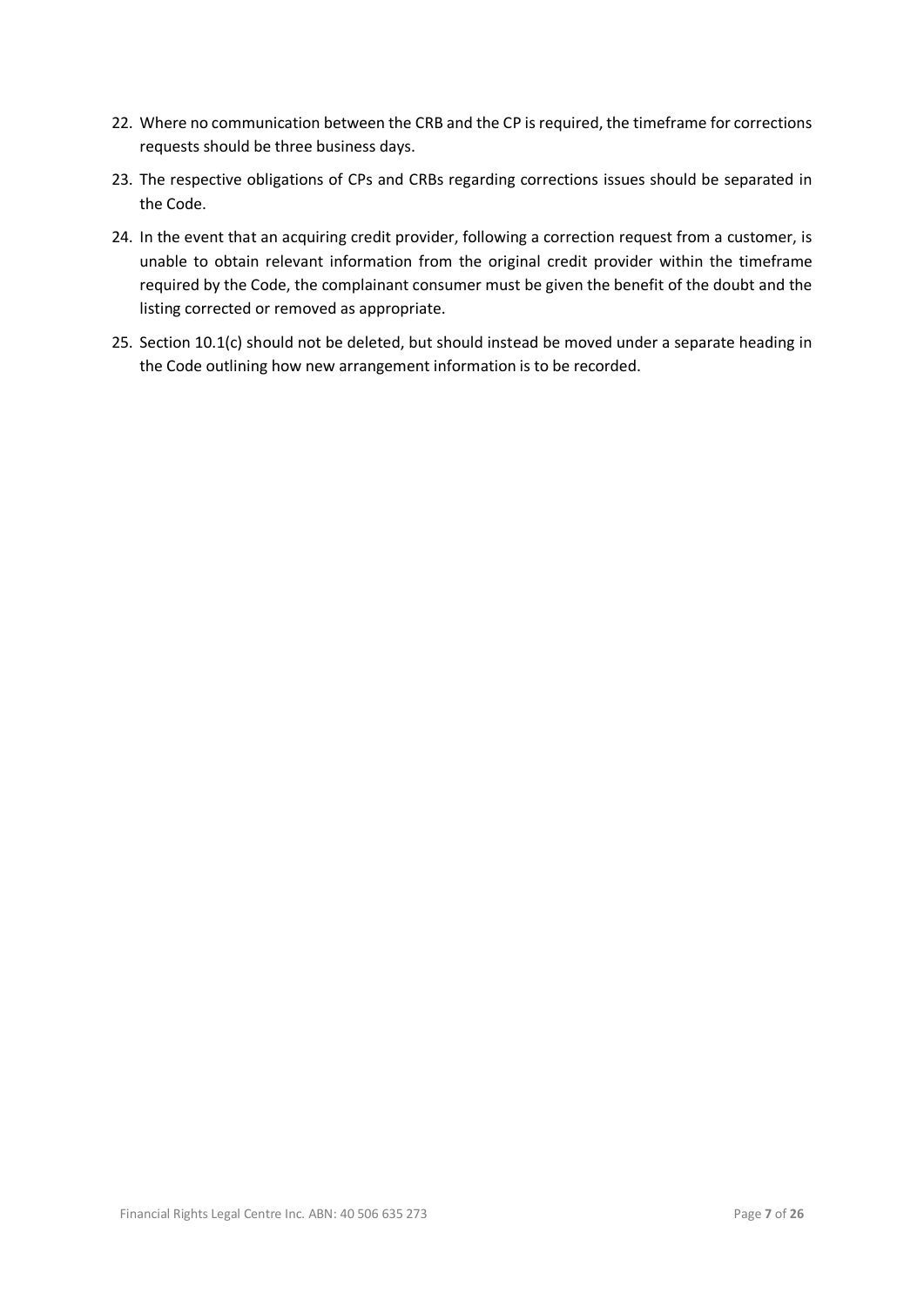22. Where no communication between the CRB and the CP is required, the timeframe for corrections requests should be three business days.
23. The respective obligations of CPs and CRBs regarding corrections issues should be separated in the Code.
24. In the event that an acquiring credit provider, following a correction request from a customer, is unable to obtain relevant information from the original credit provider within the timeframe required by the Code, the complainant consumer must be given the benefit of the doubt and the listing corrected or removed as appropriate.
25. Section 10.1(c) should not be deleted, but should instead be moved under a separate heading in the Code outlining how new arrangement information is to be recorded.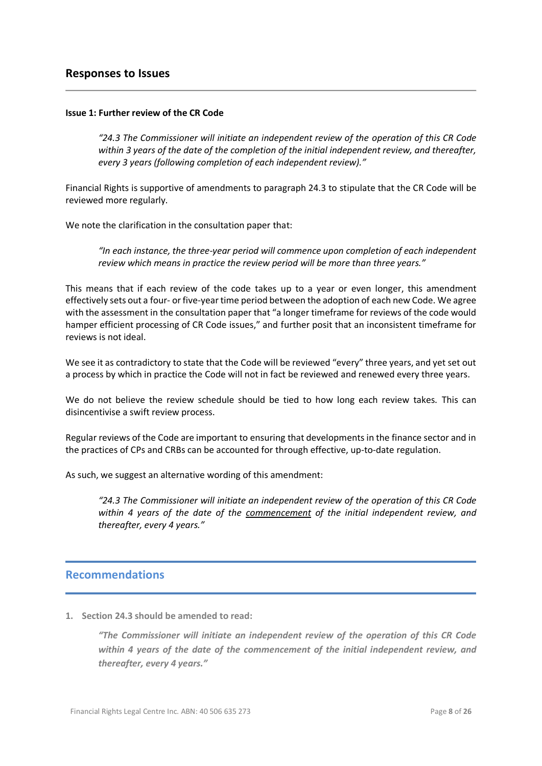## Responses to Issues

**Issue 1: Further review of the CR Code**

> *"24.3 The Commissioner will initiate an independent review of the operation of this CR Code within 3 years of the date of the completion of the initial independent review, and thereafter, every 3 years (following completion of each independent review)."*

Financial Rights is supportive of amendments to paragraph 24.3 to stipulate that the CR Code will be reviewed more regularly.

We note the clarification in the consultation paper that:

> *"In each instance, the three-year period will commence upon completion of each independent review which means in practice the review period will be more than three years."*

This means that if each review of the code takes up to a year or even longer, this amendment effectively sets out a four- or five-year time period between the adoption of each new Code. We agree with the assessment in the consultation paper that "a longer timeframe for reviews of the code would hamper efficient processing of CR Code issues," and further posit that an inconsistent timeframe for reviews is not ideal.

We see it as contradictory to state that the Code will be reviewed "every" three years, and yet set out a process by which in practice the Code will not in fact be reviewed and renewed every three years.

We do not believe the review schedule should be tied to how long each review takes. This can disincentivise a swift review process.

Regular reviews of the Code are important to ensuring that developments in the finance sector and in the practices of CPs and CRBs can be accounted for through effective, up-to-date regulation.

As such, we suggest an alternative wording of this amendment:

> *"24.3 The Commissioner will initiate an independent review of the operation of this CR Code within 4 years of the date of the <u>commencement</u> of the initial independent review, and thereafter, every 4 years."*

## Recommendations

1. **Section 24.3 should be amended to read:**

   > ***"The Commissioner will initiate an independent review of the operation of this CR Code within 4 years of the date of the commencement of the initial independent review, and thereafter, every 4 years."***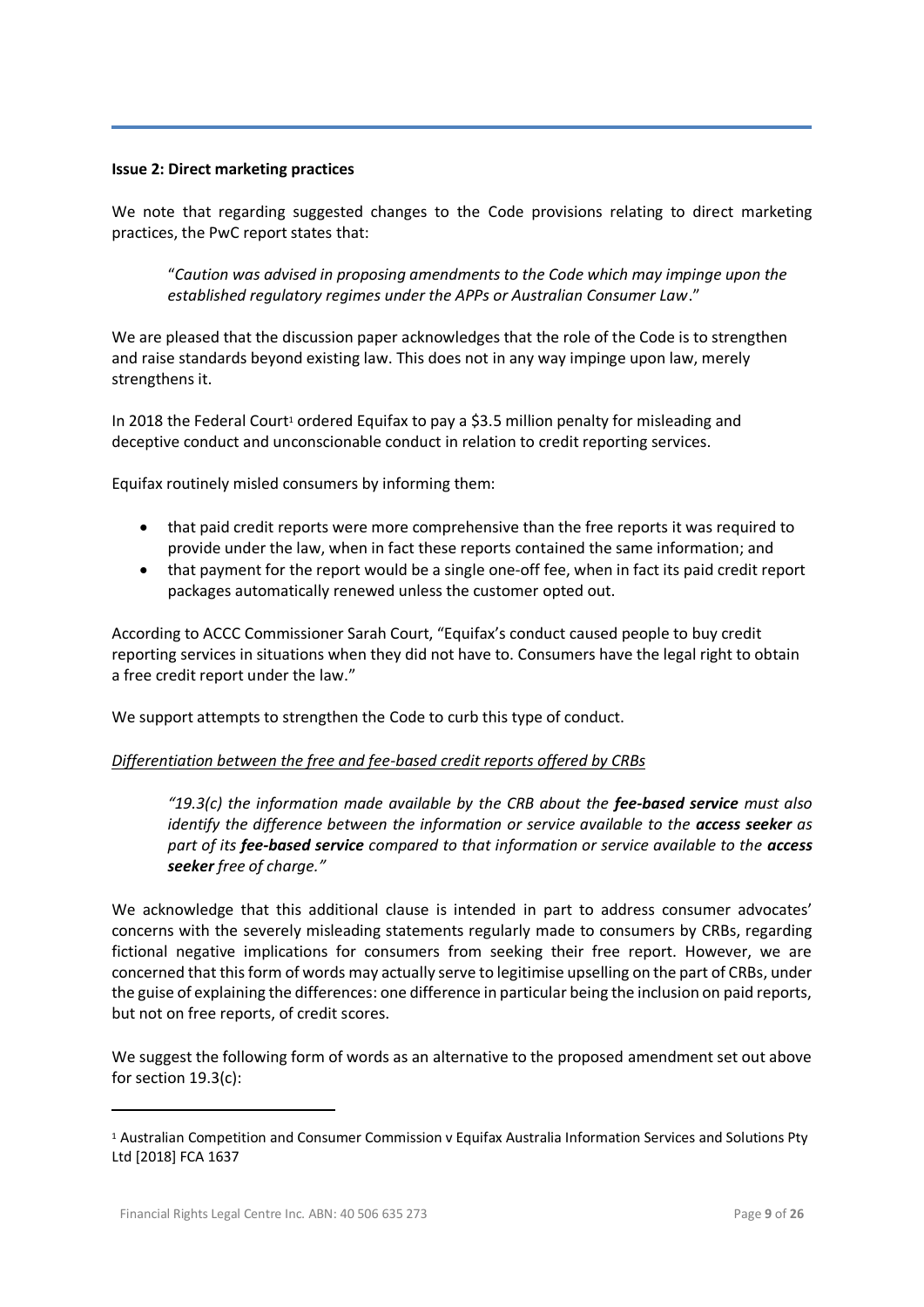**Issue 2: Direct marketing practices**

We note that regarding suggested changes to the Code provisions relating to direct marketing practices, the PwC report states that:

> "*Caution was advised in proposing amendments to the Code which may impinge upon the established regulatory regimes under the APPs or Australian Consumer Law*."

We are pleased that the discussion paper acknowledges that the role of the Code is to strengthen and raise standards beyond existing law. This does not in any way impinge upon law, merely strengthens it.

In 2018 the Federal Court[1] ordered Equifax to pay a $3.5 million penalty for misleading and deceptive conduct and unconscionable conduct in relation to credit reporting services.

Equifax routinely misled consumers by informing them:

- that paid credit reports were more comprehensive than the free reports it was required to provide under the law, when in fact these reports contained the same information; and
- that payment for the report would be a single one-off fee, when in fact its paid credit report packages automatically renewed unless the customer opted out.

According to ACCC Commissioner Sarah Court, "Equifax's conduct caused people to buy credit reporting services in situations when they did not have to. Consumers have the legal right to obtain a free credit report under the law."

We support attempts to strengthen the Code to curb this type of conduct.

*Differentiation between the free and fee-based credit reports offered by CRBs*

> *"19.3(c) the information made available by the CRB about the **fee-based service** must also identify the difference between the information or service available to the **access seeker** as part of its **fee-based service** compared to that information or service available to the **access seeker** free of charge."*

We acknowledge that this additional clause is intended in part to address consumer advocates' concerns with the severely misleading statements regularly made to consumers by CRBs, regarding fictional negative implications for consumers from seeking their free report. However, we are concerned that this form of words may actually serve to legitimise upselling on the part of CRBs, under the guise of explaining the differences: one difference in particular being the inclusion on paid reports, but not on free reports, of credit scores.

We suggest the following form of words as an alternative to the proposed amendment set out above for section 19.3(c):

[1] Australian Competition and Consumer Commission v Equifax Australia Information Services and Solutions Pty Ltd [2018] FCA 1637

Financial Rights Legal Centre Inc. ABN: 40 506 635 273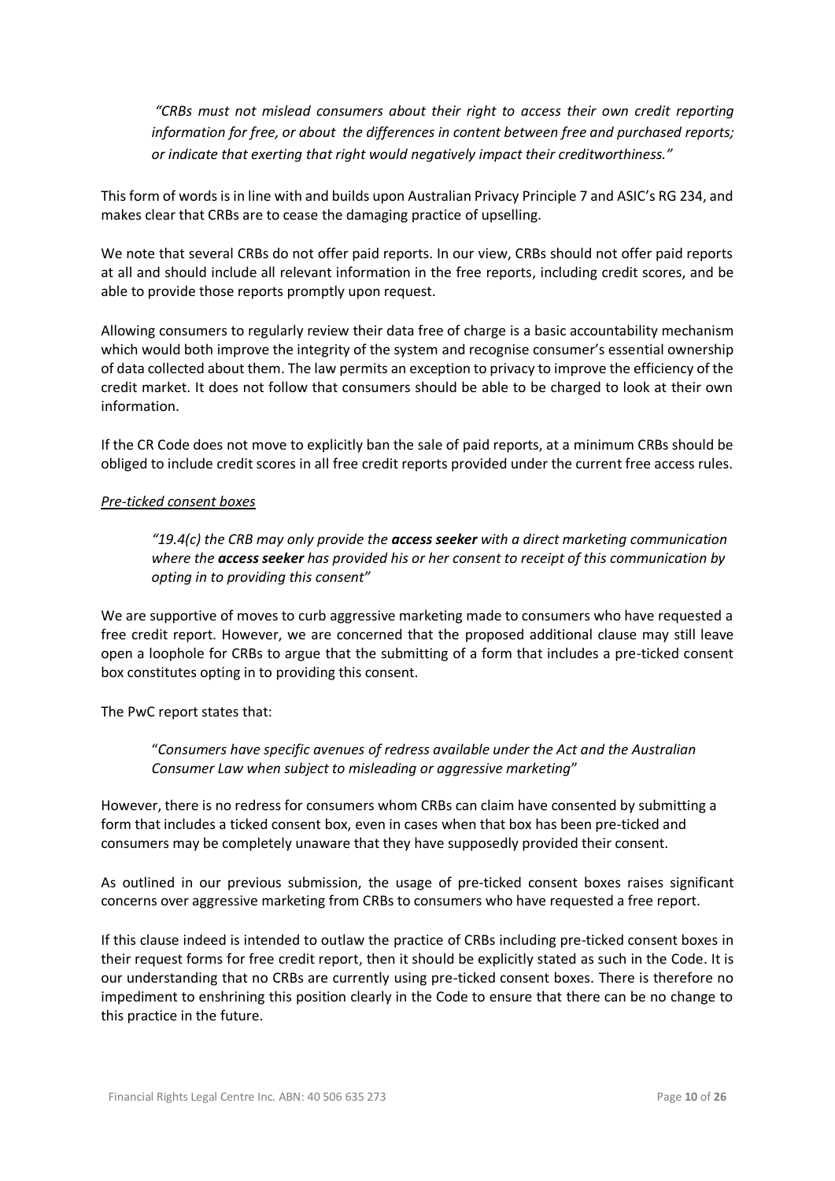*"CRBs must not mislead consumers about their right to access their own credit reporting information for free, or about the differences in content between free and purchased reports; or indicate that exerting that right would negatively impact their creditworthiness."*

This form of words is in line with and builds upon Australian Privacy Principle 7 and ASIC's RG 234, and makes clear that CRBs are to cease the damaging practice of upselling.

We note that several CRBs do not offer paid reports. In our view, CRBs should not offer paid reports at all and should include all relevant information in the free reports, including credit scores, and be able to provide those reports promptly upon request.

Allowing consumers to regularly review their data free of charge is a basic accountability mechanism which would both improve the integrity of the system and recognise consumer's essential ownership of data collected about them. The law permits an exception to privacy to improve the efficiency of the credit market. It does not follow that consumers should be able to be charged to look at their own information.

If the CR Code does not move to explicitly ban the sale of paid reports, at a minimum CRBs should be obliged to include credit scores in all free credit reports provided under the current free access rules.

*Pre-ticked consent boxes*

*"19.4(c) the CRB may only provide the **access seeker** with a direct marketing communication where the **access seeker** has provided his or her consent to receipt of this communication by opting in to providing this consent"*

We are supportive of moves to curb aggressive marketing made to consumers who have requested a free credit report. However, we are concerned that the proposed additional clause may still leave open a loophole for CRBs to argue that the submitting of a form that includes a pre-ticked consent box constitutes opting in to providing this consent.

The PwC report states that:

"*Consumers have specific avenues of redress available under the Act and the Australian Consumer Law when subject to misleading or aggressive marketing*"

However, there is no redress for consumers whom CRBs can claim have consented by submitting a form that includes a ticked consent box, even in cases when that box has been pre-ticked and consumers may be completely unaware that they have supposedly provided their consent.

As outlined in our previous submission, the usage of pre-ticked consent boxes raises significant concerns over aggressive marketing from CRBs to consumers who have requested a free report.

If this clause indeed is intended to outlaw the practice of CRBs including pre-ticked consent boxes in their request forms for free credit report, then it should be explicitly stated as such in the Code. It is our understanding that no CRBs are currently using pre-ticked consent boxes. There is therefore no impediment to enshrining this position clearly in the Code to ensure that there can be no change to this practice in the future.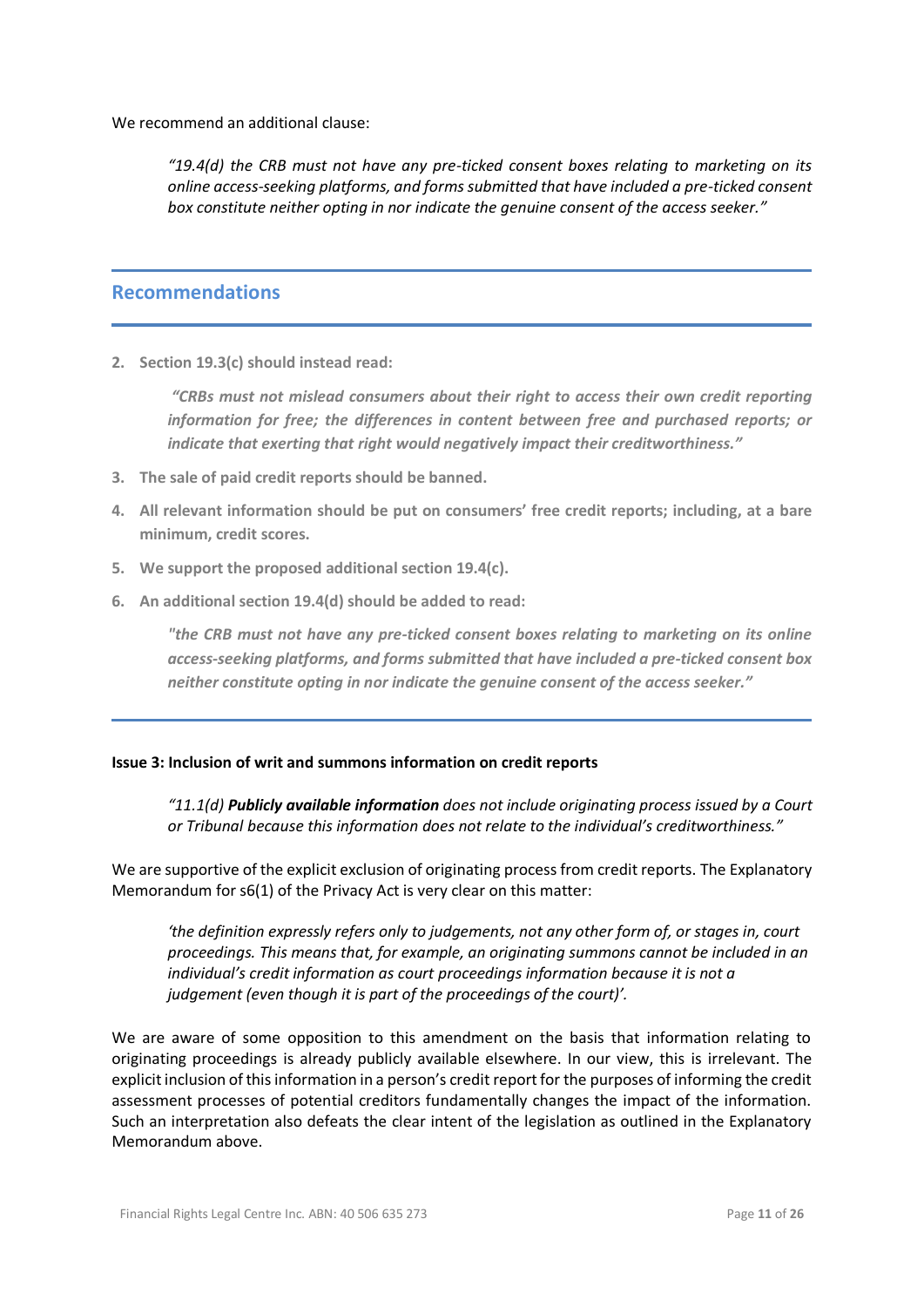We recommend an additional clause:

> *"19.4(d) the CRB must not have any pre-ticked consent boxes relating to marketing on its online access-seeking platforms, and forms submitted that have included a pre-ticked consent box constitute neither opting in nor indicate the genuine consent of the access seeker."*

---

## Recommendations

---

2. **Section 19.3(c) should instead read:**

   ***"CRBs must not mislead consumers about their right to access their own credit reporting information for free; the differences in content between free and purchased reports; or indicate that exerting that right would negatively impact their creditworthiness."***

3. **The sale of paid credit reports should be banned.**
4. **All relevant information should be put on consumers' free credit reports; including, at a bare minimum, credit scores.**
5. **We support the proposed additional section 19.4(c).**
6. **An additional section 19.4(d) should be added to read:**

   ***"the CRB must not have any pre-ticked consent boxes relating to marketing on its online access-seeking platforms, and forms submitted that have included a pre-ticked consent box neither constitute opting in nor indicate the genuine consent of the access seeker."***

---

**Issue 3: Inclusion of writ and summons information on credit reports**

> *"11.1(d) **Publicly available information** does not include originating process issued by a Court or Tribunal because this information does not relate to the individual's creditworthiness."*

We are supportive of the explicit exclusion of originating process from credit reports. The Explanatory Memorandum for s6(1) of the Privacy Act is very clear on this matter:

> *'the definition expressly refers only to judgements, not any other form of, or stages in, court proceedings. This means that, for example, an originating summons cannot be included in an individual's credit information as court proceedings information because it is not a judgement (even though it is part of the proceedings of the court)'.*

We are aware of some opposition to this amendment on the basis that information relating to originating proceedings is already publicly available elsewhere. In our view, this is irrelevant. The explicit inclusion of this information in a person's credit report for the purposes of informing the credit assessment processes of potential creditors fundamentally changes the impact of the information. Such an interpretation also defeats the clear intent of the legislation as outlined in the Explanatory Memorandum above.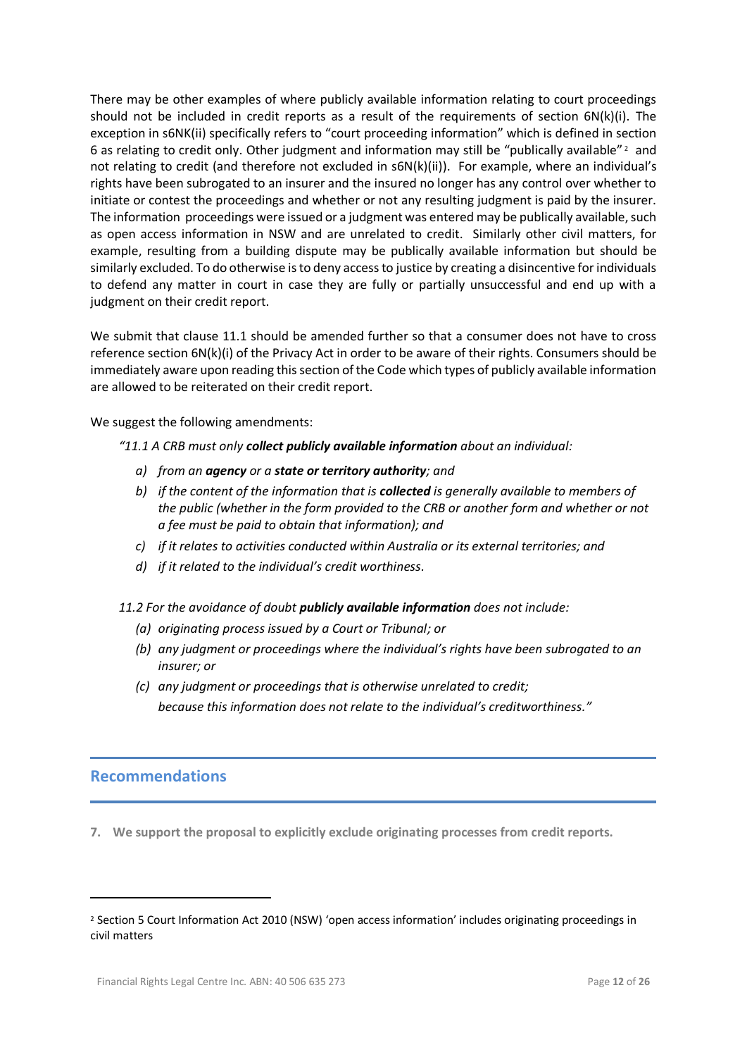There may be other examples of where publicly available information relating to court proceedings should not be included in credit reports as a result of the requirements of section 6N(k)(i). The exception in s6NK(ii) specifically refers to "court proceeding information" which is defined in section 6 as relating to credit only. Other judgment and information may still be "publically available"[2] and not relating to credit (and therefore not excluded in s6N(k)(ii)). For example, where an individual's rights have been subrogated to an insurer and the insured no longer has any control over whether to initiate or contest the proceedings and whether or not any resulting judgment is paid by the insurer. The information proceedings were issued or a judgment was entered may be publically available, such as open access information in NSW and are unrelated to credit. Similarly other civil matters, for example, resulting from a building dispute may be publically available information but should be similarly excluded. To do otherwise is to deny access to justice by creating a disincentive for individuals to defend any matter in court in case they are fully or partially unsuccessful and end up with a judgment on their credit report.

We submit that clause 11.1 should be amended further so that a consumer does not have to cross reference section 6N(k)(i) of the Privacy Act in order to be aware of their rights. Consumers should be immediately aware upon reading this section of the Code which types of publicly available information are allowed to be reiterated on their credit report.

We suggest the following amendments:

*"11.1 A CRB must only **collect publicly available information** about an individual:*

- *a) from an **agency** or a **state or territory authority**; and*
- *b) if the content of the information that is **collected** is generally available to members of the public (whether in the form provided to the CRB or another form and whether or not a fee must be paid to obtain that information); and*
- *c) if it relates to activities conducted within Australia or its external territories; and*
- *d) if it related to the individual's credit worthiness.*

*11.2 For the avoidance of doubt **publicly available information** does not include:*

- *(a) originating process issued by a Court or Tribunal; or*
- *(b) any judgment or proceedings where the individual's rights have been subrogated to an insurer; or*
- *(c) any judgment or proceedings that is otherwise unrelated to credit;*

*because this information does not relate to the individual's creditworthiness."*

## Recommendations

**7. We support the proposal to explicitly exclude originating processes from credit reports.**

---

[2] Section 5 Court Information Act 2010 (NSW) 'open access information' includes originating proceedings in civil matters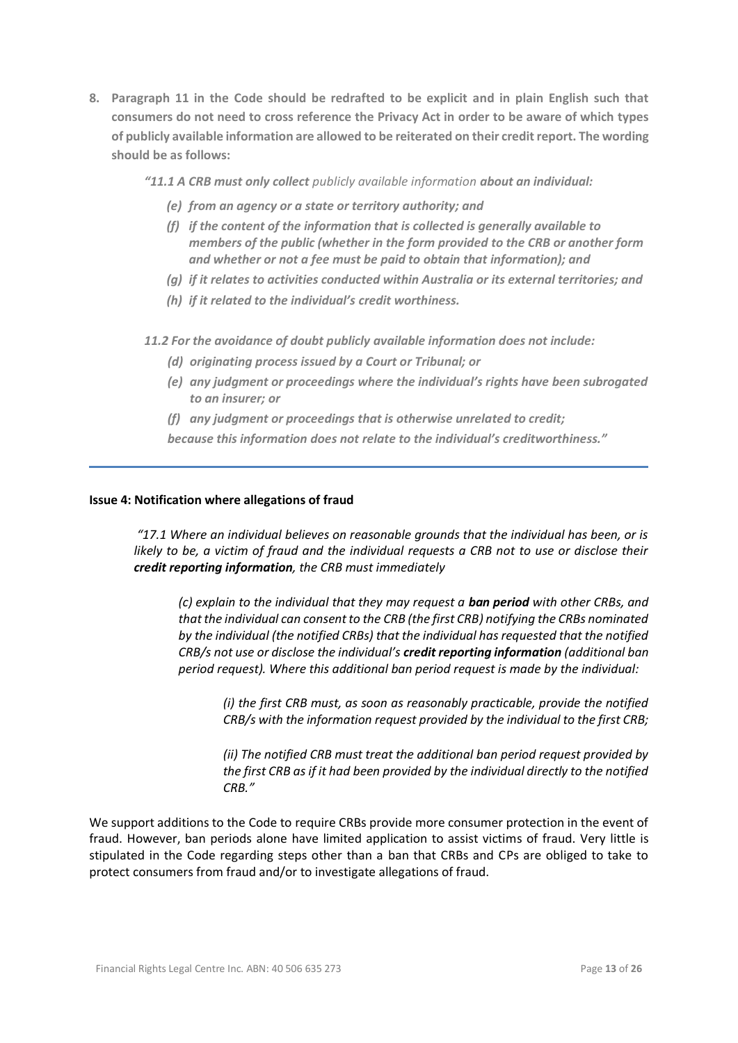8. **Paragraph 11 in the Code should be redrafted to be explicit and in plain English such that consumers do not need to cross reference the Privacy Act in order to be aware of which types of publicly available information are allowed to be reiterated on their credit report. The wording should be as follows:**

   ***"11.1 A CRB must only collect*** *publicly available information* ***about an individual:***

   - ***(e) from an agency or a state or territory authority; and***
   - ***(f) if the content of the information that is collected is generally available to members of the public (whether in the form provided to the CRB or another form and whether or not a fee must be paid to obtain that information); and***
   - ***(g) if it relates to activities conducted within Australia or its external territories; and***
   - ***(h) if it related to the individual's credit worthiness.***

   ***11.2 For the avoidance of doubt publicly available information does not include:***

   - ***(d) originating process issued by a Court or Tribunal; or***
   - ***(e) any judgment or proceedings where the individual's rights have been subrogated to an insurer; or***
   - ***(f) any judgment or proceedings that is otherwise unrelated to credit;***

   ***because this information does not relate to the individual's creditworthiness."***

---

**Issue 4: Notification where allegations of fraud**

> *"17.1 Where an individual believes on reasonable grounds that the individual has been, or is likely to be, a victim of fraud and the individual requests a CRB not to use or disclose their* ***credit reporting information****, the CRB must immediately*
>
> > *(c) explain to the individual that they may request a* ***ban period*** *with other CRBs, and that the individual can consent to the CRB (the first CRB) notifying the CRBs nominated by the individual (the notified CRBs) that the individual has requested that the notified CRB/s not use or disclose the individual's* ***credit reporting information*** *(additional ban period request). Where this additional ban period request is made by the individual:*
> >
> > > *(i) the first CRB must, as soon as reasonably practicable, provide the notified CRB/s with the information request provided by the individual to the first CRB;*
> > >
> > > *(ii) The notified CRB must treat the additional ban period request provided by the first CRB as if it had been provided by the individual directly to the notified CRB."*

We support additions to the Code to require CRBs provide more consumer protection in the event of fraud. However, ban periods alone have limited application to assist victims of fraud. Very little is stipulated in the Code regarding steps other than a ban that CRBs and CPs are obliged to take to protect consumers from fraud and/or to investigate allegations of fraud.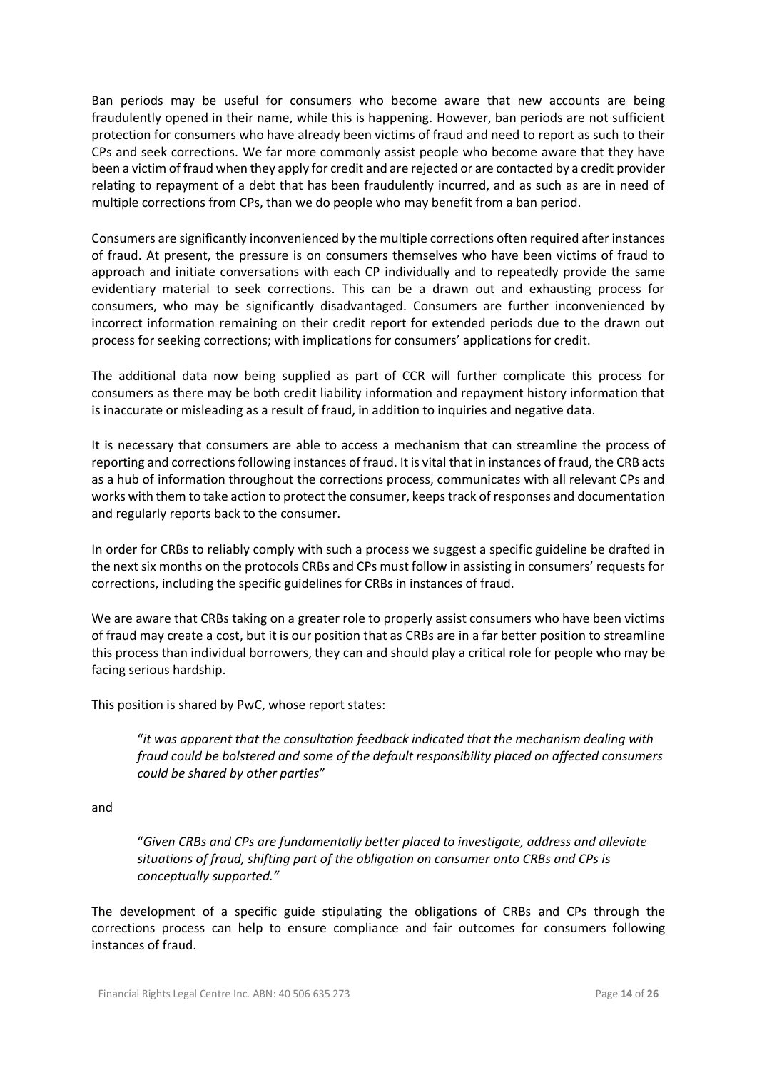Ban periods may be useful for consumers who become aware that new accounts are being fraudulently opened in their name, while this is happening. However, ban periods are not sufficient protection for consumers who have already been victims of fraud and need to report as such to their CPs and seek corrections. We far more commonly assist people who become aware that they have been a victim of fraud when they apply for credit and are rejected or are contacted by a credit provider relating to repayment of a debt that has been fraudulently incurred, and as such as are in need of multiple corrections from CPs, than we do people who may benefit from a ban period.

Consumers are significantly inconvenienced by the multiple corrections often required after instances of fraud. At present, the pressure is on consumers themselves who have been victims of fraud to approach and initiate conversations with each CP individually and to repeatedly provide the same evidentiary material to seek corrections. This can be a drawn out and exhausting process for consumers, who may be significantly disadvantaged. Consumers are further inconvenienced by incorrect information remaining on their credit report for extended periods due to the drawn out process for seeking corrections; with implications for consumers' applications for credit.

The additional data now being supplied as part of CCR will further complicate this process for consumers as there may be both credit liability information and repayment history information that is inaccurate or misleading as a result of fraud, in addition to inquiries and negative data.

It is necessary that consumers are able to access a mechanism that can streamline the process of reporting and corrections following instances of fraud. It is vital that in instances of fraud, the CRB acts as a hub of information throughout the corrections process, communicates with all relevant CPs and works with them to take action to protect the consumer, keeps track of responses and documentation and regularly reports back to the consumer.

In order for CRBs to reliably comply with such a process we suggest a specific guideline be drafted in the next six months on the protocols CRBs and CPs must follow in assisting in consumers' requests for corrections, including the specific guidelines for CRBs in instances of fraud.

We are aware that CRBs taking on a greater role to properly assist consumers who have been victims of fraud may create a cost, but it is our position that as CRBs are in a far better position to streamline this process than individual borrowers, they can and should play a critical role for people who may be facing serious hardship.

This position is shared by PwC, whose report states:

> "*it was apparent that the consultation feedback indicated that the mechanism dealing with fraud could be bolstered and some of the default responsibility placed on affected consumers could be shared by other parties*"

and

> "*Given CRBs and CPs are fundamentally better placed to investigate, address and alleviate situations of fraud, shifting part of the obligation on consumer onto CRBs and CPs is conceptually supported.*"

The development of a specific guide stipulating the obligations of CRBs and CPs through the corrections process can help to ensure compliance and fair outcomes for consumers following instances of fraud.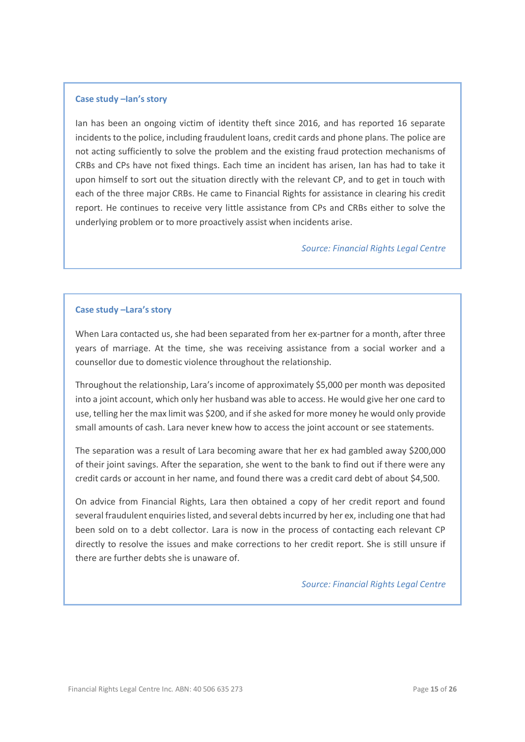**Case study –Ian's story**

Ian has been an ongoing victim of identity theft since 2016, and has reported 16 separate incidents to the police, including fraudulent loans, credit cards and phone plans. The police are not acting sufficiently to solve the problem and the existing fraud protection mechanisms of CRBs and CPs have not fixed things. Each time an incident has arisen, Ian has had to take it upon himself to sort out the situation directly with the relevant CP, and to get in touch with each of the three major CRBs. He came to Financial Rights for assistance in clearing his credit report. He continues to receive very little assistance from CPs and CRBs either to solve the underlying problem or to more proactively assist when incidents arise.

*Source: Financial Rights Legal Centre*

**Case study –Lara's story**

When Lara contacted us, she had been separated from her ex-partner for a month, after three years of marriage. At the time, she was receiving assistance from a social worker and a counsellor due to domestic violence throughout the relationship.

Throughout the relationship, Lara's income of approximately $5,000 per month was deposited into a joint account, which only her husband was able to access. He would give her one card to use, telling her the max limit was $200, and if she asked for more money he would only provide small amounts of cash. Lara never knew how to access the joint account or see statements.

The separation was a result of Lara becoming aware that her ex had gambled away $200,000 of their joint savings. After the separation, she went to the bank to find out if there were any credit cards or account in her name, and found there was a credit card debt of about $4,500.

On advice from Financial Rights, Lara then obtained a copy of her credit report and found several fraudulent enquiries listed, and several debts incurred by her ex, including one that had been sold on to a debt collector. Lara is now in the process of contacting each relevant CP directly to resolve the issues and make corrections to her credit report. She is still unsure if there are further debts she is unaware of.

*Source: Financial Rights Legal Centre*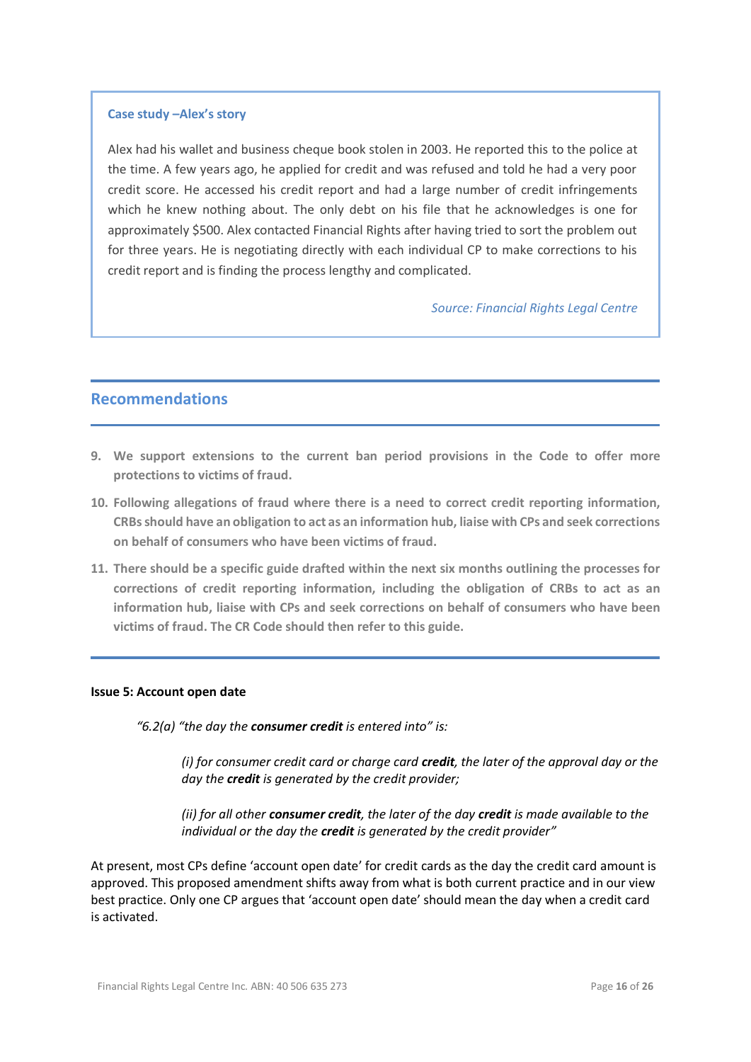**Case study –Alex's story**

Alex had his wallet and business cheque book stolen in 2003. He reported this to the police at the time. A few years ago, he applied for credit and was refused and told he had a very poor credit score. He accessed his credit report and had a large number of credit infringements which he knew nothing about. The only debt on his file that he acknowledges is one for approximately $500. Alex contacted Financial Rights after having tried to sort the problem out for three years. He is negotiating directly with each individual CP to make corrections to his credit report and is finding the process lengthy and complicated.

*Source: Financial Rights Legal Centre*

## Recommendations

9. **We support extensions to the current ban period provisions in the Code to offer more protections to victims of fraud.**
10. **Following allegations of fraud where there is a need to correct credit reporting information, CRBs should have an obligation to act as an information hub, liaise with CPs and seek corrections on behalf of consumers who have been victims of fraud.**
11. **There should be a specific guide drafted within the next six months outlining the processes for corrections of credit reporting information, including the obligation of CRBs to act as an information hub, liaise with CPs and seek corrections on behalf of consumers who have been victims of fraud. The CR Code should then refer to this guide.**

**Issue 5: Account open date**

> *"6.2(a) "the day the **consumer credit** is entered into" is:*
>
> *(i) for consumer credit card or charge card **credit**, the later of the approval day or the day the **credit** is generated by the credit provider;*
>
> *(ii) for all other **consumer credit**, the later of the day **credit** is made available to the individual or the day the **credit** is generated by the credit provider"*

At present, most CPs define 'account open date' for credit cards as the day the credit card amount is approved. This proposed amendment shifts away from what is both current practice and in our view best practice. Only one CP argues that 'account open date' should mean the day when a credit card is activated.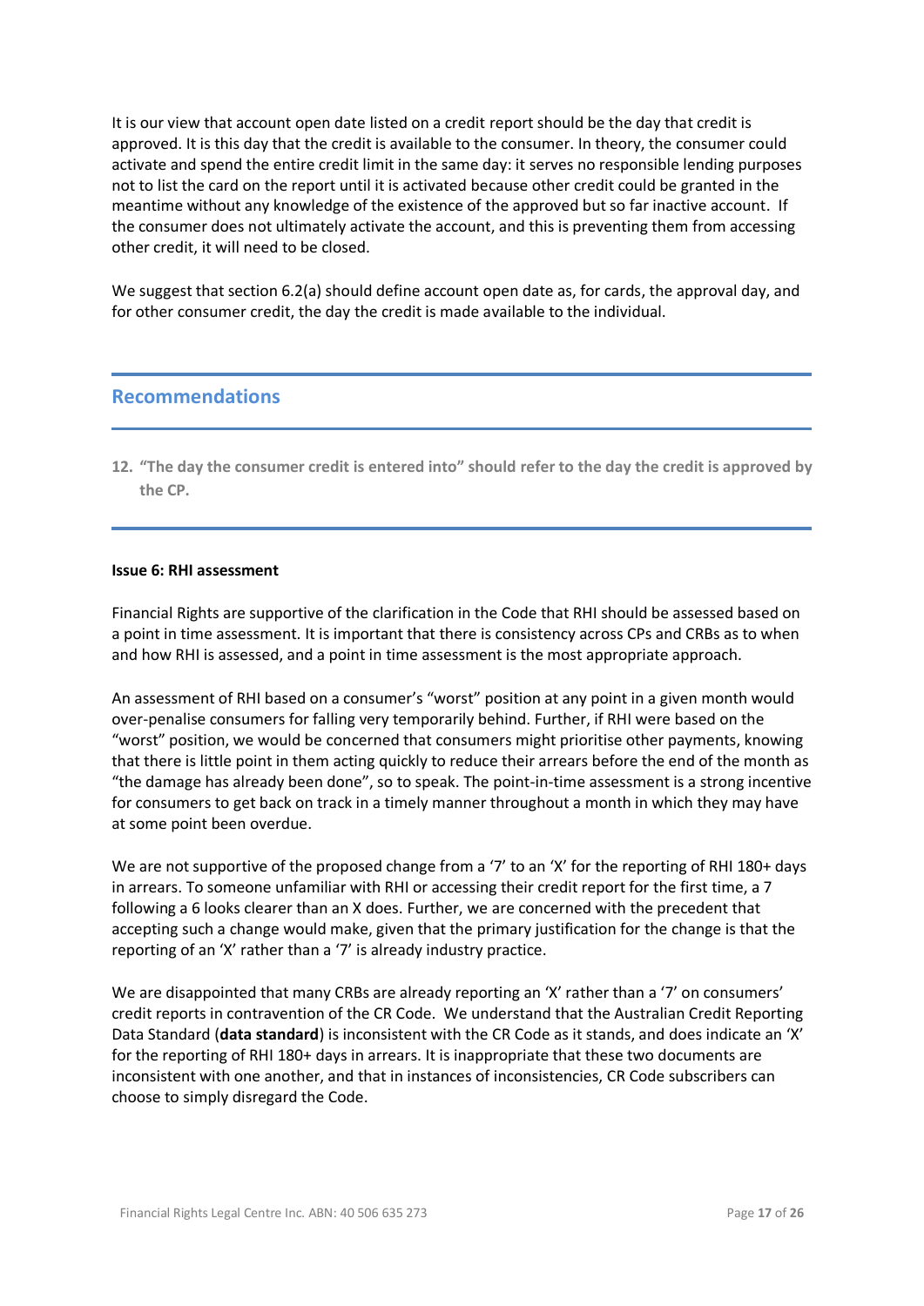It is our view that account open date listed on a credit report should be the day that credit is approved. It is this day that the credit is available to the consumer. In theory, the consumer could activate and spend the entire credit limit in the same day: it serves no responsible lending purposes not to list the card on the report until it is activated because other credit could be granted in the meantime without any knowledge of the existence of the approved but so far inactive account. If the consumer does not ultimately activate the account, and this is preventing them from accessing other credit, it will need to be closed.

We suggest that section 6.2(a) should define account open date as, for cards, the approval day, and for other consumer credit, the day the credit is made available to the individual.

## Recommendations

12. **"The day the consumer credit is entered into" should refer to the day the credit is approved by the CP.**

**Issue 6: RHI assessment**

Financial Rights are supportive of the clarification in the Code that RHI should be assessed based on a point in time assessment. It is important that there is consistency across CPs and CRBs as to when and how RHI is assessed, and a point in time assessment is the most appropriate approach.

An assessment of RHI based on a consumer's "worst" position at any point in a given month would over-penalise consumers for falling very temporarily behind. Further, if RHI were based on the "worst" position, we would be concerned that consumers might prioritise other payments, knowing that there is little point in them acting quickly to reduce their arrears before the end of the month as "the damage has already been done", so to speak. The point-in-time assessment is a strong incentive for consumers to get back on track in a timely manner throughout a month in which they may have at some point been overdue.

We are not supportive of the proposed change from a '7' to an 'X' for the reporting of RHI 180+ days in arrears. To someone unfamiliar with RHI or accessing their credit report for the first time, a 7 following a 6 looks clearer than an X does. Further, we are concerned with the precedent that accepting such a change would make, given that the primary justification for the change is that the reporting of an 'X' rather than a '7' is already industry practice.

We are disappointed that many CRBs are already reporting an 'X' rather than a '7' on consumers' credit reports in contravention of the CR Code. We understand that the Australian Credit Reporting Data Standard (**data standard**) is inconsistent with the CR Code as it stands, and does indicate an 'X' for the reporting of RHI 180+ days in arrears. It is inappropriate that these two documents are inconsistent with one another, and that in instances of inconsistencies, CR Code subscribers can choose to simply disregard the Code.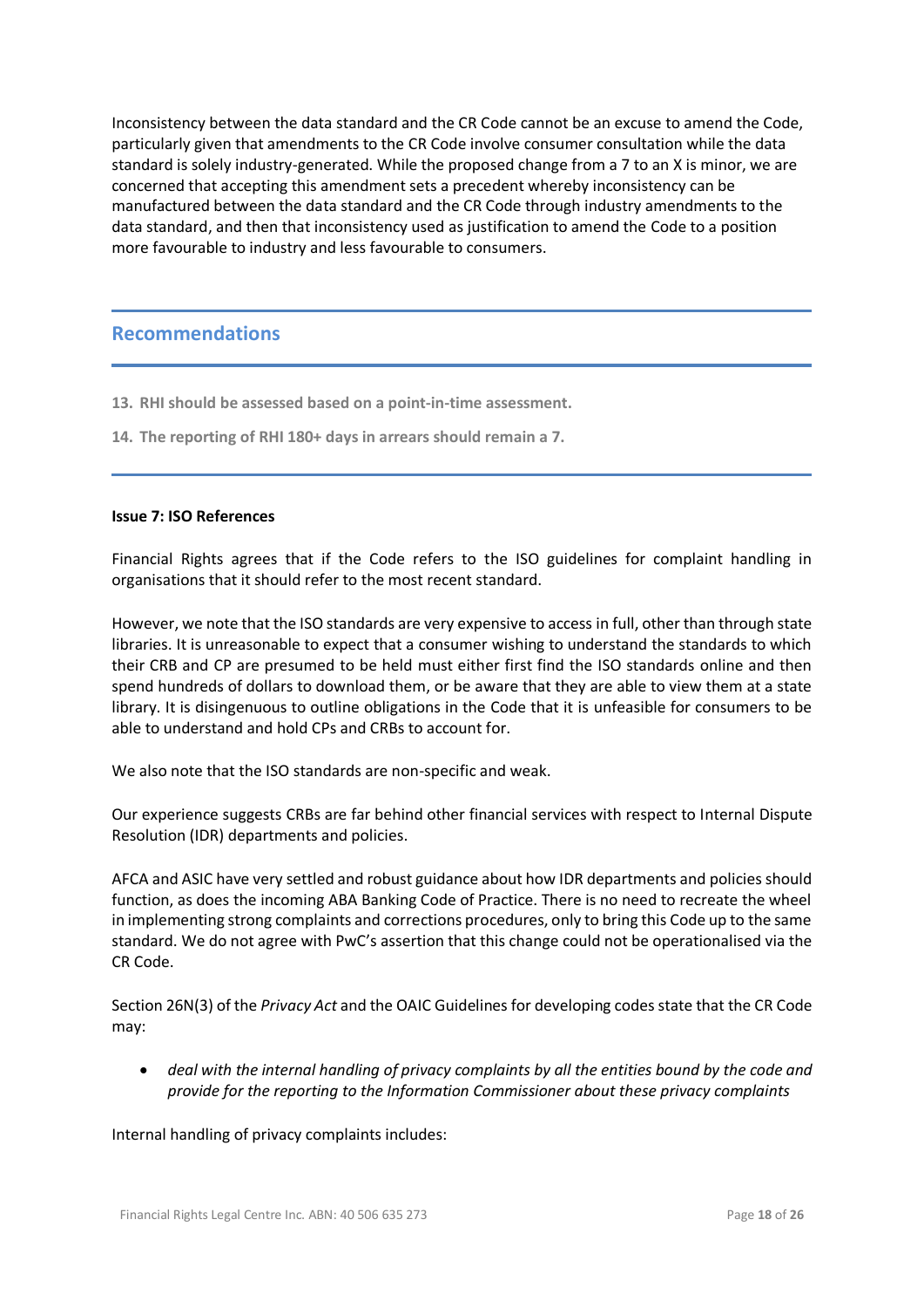Inconsistency between the data standard and the CR Code cannot be an excuse to amend the Code, particularly given that amendments to the CR Code involve consumer consultation while the data standard is solely industry-generated. While the proposed change from a 7 to an X is minor, we are concerned that accepting this amendment sets a precedent whereby inconsistency can be manufactured between the data standard and the CR Code through industry amendments to the data standard, and then that inconsistency used as justification to amend the Code to a position more favourable to industry and less favourable to consumers.

## Recommendations

13. **RHI should be assessed based on a point-in-time assessment.**
14. **The reporting of RHI 180+ days in arrears should remain a 7.**

**Issue 7: ISO References**

Financial Rights agrees that if the Code refers to the ISO guidelines for complaint handling in organisations that it should refer to the most recent standard.

However, we note that the ISO standards are very expensive to access in full, other than through state libraries. It is unreasonable to expect that a consumer wishing to understand the standards to which their CRB and CP are presumed to be held must either first find the ISO standards online and then spend hundreds of dollars to download them, or be aware that they are able to view them at a state library. It is disingenuous to outline obligations in the Code that it is unfeasible for consumers to be able to understand and hold CPs and CRBs to account for.

We also note that the ISO standards are non-specific and weak.

Our experience suggests CRBs are far behind other financial services with respect to Internal Dispute Resolution (IDR) departments and policies.

AFCA and ASIC have very settled and robust guidance about how IDR departments and policies should function, as does the incoming ABA Banking Code of Practice. There is no need to recreate the wheel in implementing strong complaints and corrections procedures, only to bring this Code up to the same standard. We do not agree with PwC's assertion that this change could not be operationalised via the CR Code.

Section 26N(3) of the *Privacy Act* and the OAIC Guidelines for developing codes state that the CR Code may:

- *deal with the internal handling of privacy complaints by all the entities bound by the code and provide for the reporting to the Information Commissioner about these privacy complaints*

Internal handling of privacy complaints includes: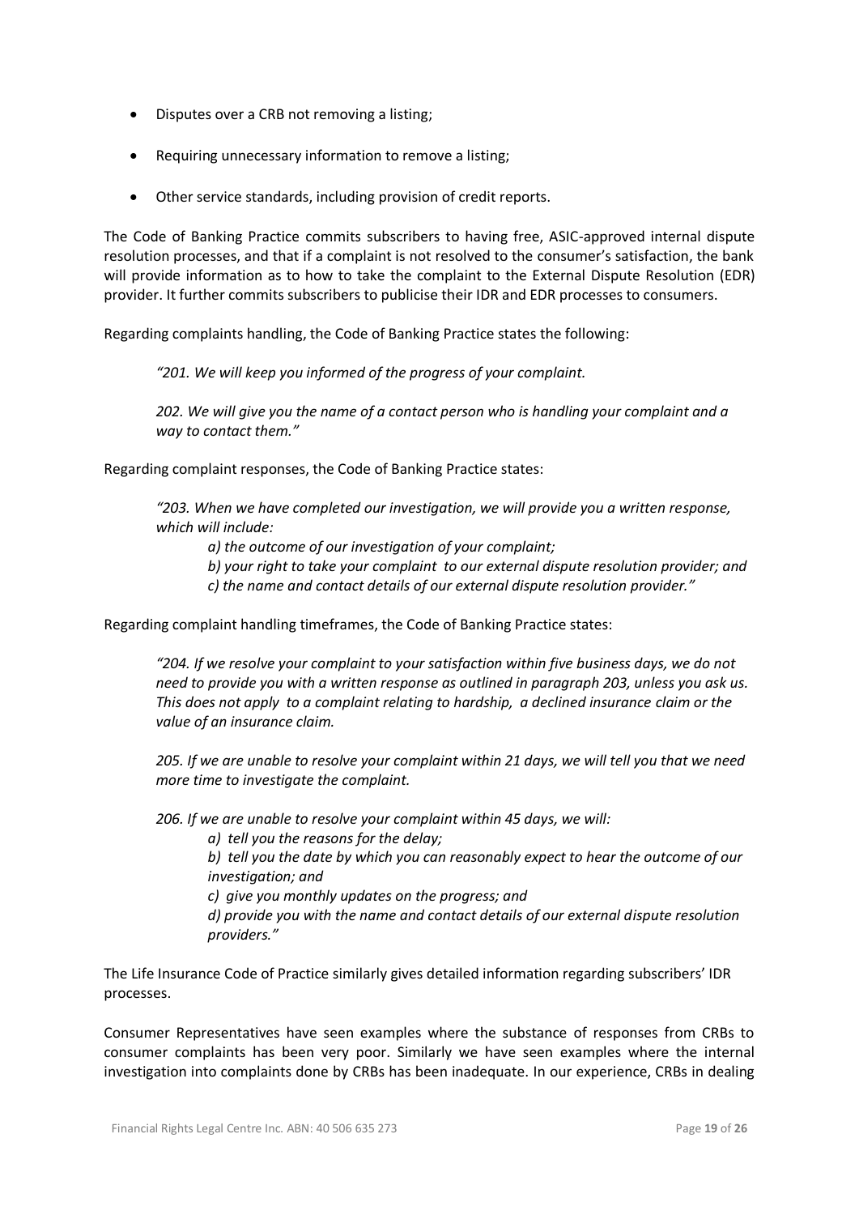- Disputes over a CRB not removing a listing;
- Requiring unnecessary information to remove a listing;
- Other service standards, including provision of credit reports.

The Code of Banking Practice commits subscribers to having free, ASIC-approved internal dispute resolution processes, and that if a complaint is not resolved to the consumer's satisfaction, the bank will provide information as to how to take the complaint to the External Dispute Resolution (EDR) provider. It further commits subscribers to publicise their IDR and EDR processes to consumers.

Regarding complaints handling, the Code of Banking Practice states the following:

> *"201. We will keep you informed of the progress of your complaint.*
>
> *202. We will give you the name of a contact person who is handling your complaint and a way to contact them."*

Regarding complaint responses, the Code of Banking Practice states:

> *"203. When we have completed our investigation, we will provide you a written response, which will include:*
>
> > *a) the outcome of our investigation of your complaint;*
> > *b) your right to take your complaint to our external dispute resolution provider; and*
> > *c) the name and contact details of our external dispute resolution provider."*

Regarding complaint handling timeframes, the Code of Banking Practice states:

> *"204. If we resolve your complaint to your satisfaction within five business days, we do not need to provide you with a written response as outlined in paragraph 203, unless you ask us. This does not apply to a complaint relating to hardship, a declined insurance claim or the value of an insurance claim.*
>
> *205. If we are unable to resolve your complaint within 21 days, we will tell you that we need more time to investigate the complaint.*
>
> *206. If we are unable to resolve your complaint within 45 days, we will:*
>
> > *a) tell you the reasons for the delay;*
> > *b) tell you the date by which you can reasonably expect to hear the outcome of our investigation; and*
> > *c) give you monthly updates on the progress; and*
> > *d) provide you with the name and contact details of our external dispute resolution providers."*

The Life Insurance Code of Practice similarly gives detailed information regarding subscribers' IDR processes.

Consumer Representatives have seen examples where the substance of responses from CRBs to consumer complaints has been very poor. Similarly we have seen examples where the internal investigation into complaints done by CRBs has been inadequate. In our experience, CRBs in dealing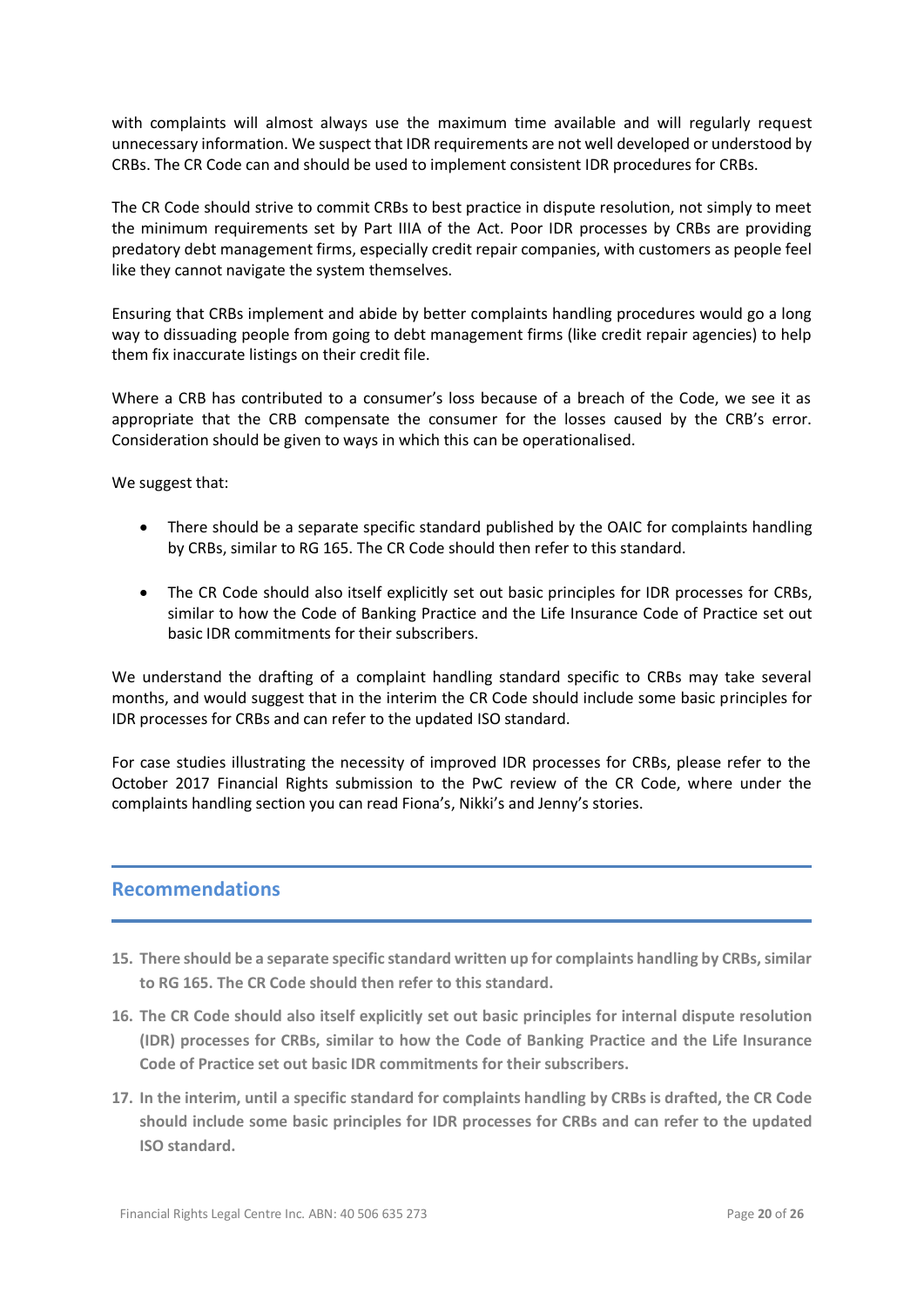with complaints will almost always use the maximum time available and will regularly request unnecessary information. We suspect that IDR requirements are not well developed or understood by CRBs. The CR Code can and should be used to implement consistent IDR procedures for CRBs.

The CR Code should strive to commit CRBs to best practice in dispute resolution, not simply to meet the minimum requirements set by Part IIIA of the Act. Poor IDR processes by CRBs are providing predatory debt management firms, especially credit repair companies, with customers as people feel like they cannot navigate the system themselves.

Ensuring that CRBs implement and abide by better complaints handling procedures would go a long way to dissuading people from going to debt management firms (like credit repair agencies) to help them fix inaccurate listings on their credit file.

Where a CRB has contributed to a consumer's loss because of a breach of the Code, we see it as appropriate that the CRB compensate the consumer for the losses caused by the CRB's error. Consideration should be given to ways in which this can be operationalised.

We suggest that:

- There should be a separate specific standard published by the OAIC for complaints handling by CRBs, similar to RG 165. The CR Code should then refer to this standard.
- The CR Code should also itself explicitly set out basic principles for IDR processes for CRBs, similar to how the Code of Banking Practice and the Life Insurance Code of Practice set out basic IDR commitments for their subscribers.

We understand the drafting of a complaint handling standard specific to CRBs may take several months, and would suggest that in the interim the CR Code should include some basic principles for IDR processes for CRBs and can refer to the updated ISO standard.

For case studies illustrating the necessity of improved IDR processes for CRBs, please refer to the October 2017 Financial Rights submission to the PwC review of the CR Code, where under the complaints handling section you can read Fiona's, Nikki's and Jenny's stories.

## Recommendations

15. **There should be a separate specific standard written up for complaints handling by CRBs, similar to RG 165. The CR Code should then refer to this standard.**
16. **The CR Code should also itself explicitly set out basic principles for internal dispute resolution (IDR) processes for CRBs, similar to how the Code of Banking Practice and the Life Insurance Code of Practice set out basic IDR commitments for their subscribers.**
17. **In the interim, until a specific standard for complaints handling by CRBs is drafted, the CR Code should include some basic principles for IDR processes for CRBs and can refer to the updated ISO standard.**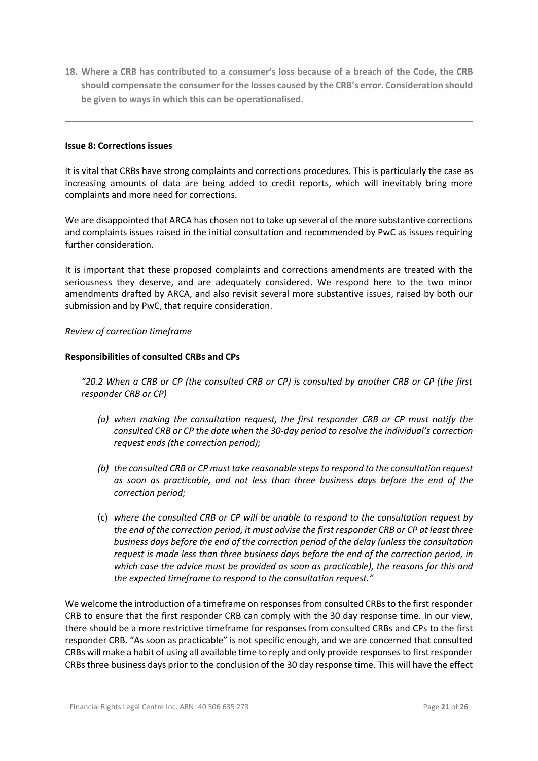**18. Where a CRB has contributed to a consumer's loss because of a breach of the Code, the CRB should compensate the consumer for the losses caused by the CRB's error. Consideration should be given to ways in which this can be operationalised.**

---

**Issue 8: Corrections issues**

It is vital that CRBs have strong complaints and corrections procedures. This is particularly the case as increasing amounts of data are being added to credit reports, which will inevitably bring more complaints and more need for corrections.

We are disappointed that ARCA has chosen not to take up several of the more substantive corrections and complaints issues raised in the initial consultation and recommended by PwC as issues requiring further consideration.

It is important that these proposed complaints and corrections amendments are treated with the seriousness they deserve, and are adequately considered. We respond here to the two minor amendments drafted by ARCA, and also revisit several more substantive issues, raised by both our submission and by PwC, that require consideration.

_Review of correction timeframe_

**Responsibilities of consulted CRBs and CPs**

> *"20.2 When a CRB or CP (the consulted CRB or CP) is consulted by another CRB or CP (the first responder CRB or CP)*
>
> *(a) when making the consultation request, the first responder CRB or CP must notify the consulted CRB or CP the date when the 30-day period to resolve the individual's correction request ends (the correction period);*
>
> *(b) the consulted CRB or CP must take reasonable steps to respond to the consultation request as soon as practicable, and not less than three business days before the end of the correction period;*
>
> (c) *where the consulted CRB or CP will be unable to respond to the consultation request by the end of the correction period, it must advise the first responder CRB or CP at least three business days before the end of the correction period of the delay (unless the consultation request is made less than three business days before the end of the correction period, in which case the advice must be provided as soon as practicable), the reasons for this and the expected timeframe to respond to the consultation request."*

We welcome the introduction of a timeframe on responses from consulted CRBs to the first responder CRB to ensure that the first responder CRB can comply with the 30 day response time. In our view, there should be a more restrictive timeframe for responses from consulted CRBs and CPs to the first responder CRB. "As soon as practicable" is not specific enough, and we are concerned that consulted CRBs will make a habit of using all available time to reply and only provide responses to first responder CRBs three business days prior to the conclusion of the 30 day response time. This will have the effect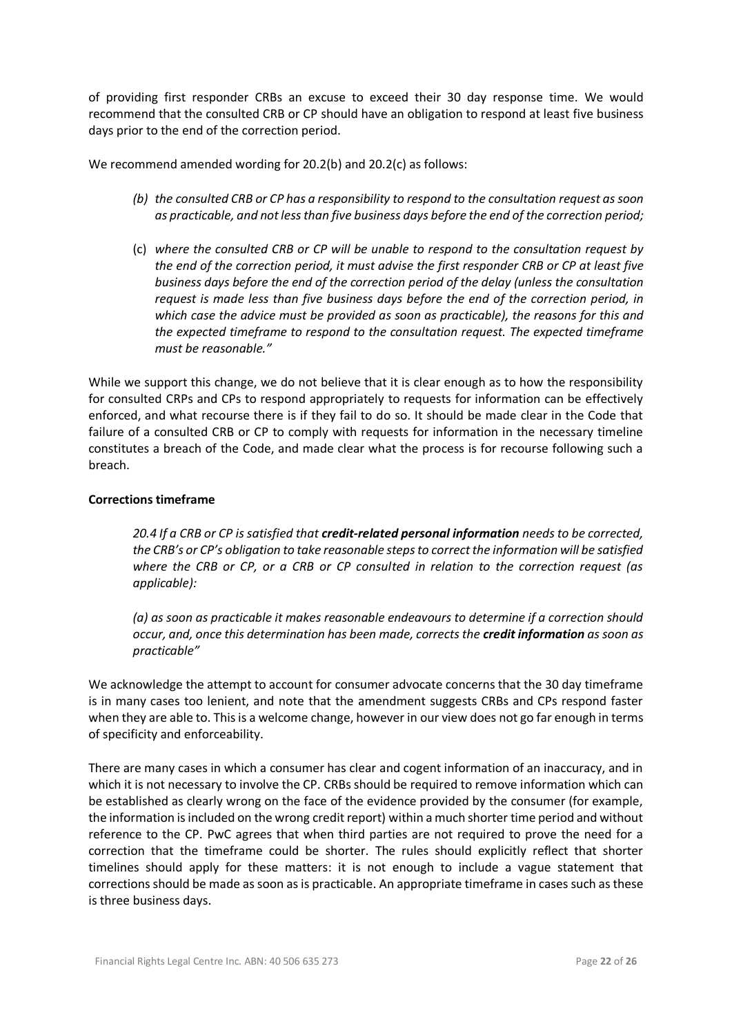of providing first responder CRBs an excuse to exceed their 30 day response time. We would recommend that the consulted CRB or CP should have an obligation to respond at least five business days prior to the end of the correction period.

We recommend amended wording for 20.2(b) and 20.2(c) as follows:

> *(b) the consulted CRB or CP has a responsibility to respond to the consultation request as soon as practicable, and not less than five business days before the end of the correction period;*
>
> (c) *where the consulted CRB or CP will be unable to respond to the consultation request by the end of the correction period, it must advise the first responder CRB or CP at least five business days before the end of the correction period of the delay (unless the consultation request is made less than five business days before the end of the correction period, in which case the advice must be provided as soon as practicable), the reasons for this and the expected timeframe to respond to the consultation request. The expected timeframe must be reasonable."*

While we support this change, we do not believe that it is clear enough as to how the responsibility for consulted CRPs and CPs to respond appropriately to requests for information can be effectively enforced, and what recourse there is if they fail to do so. It should be made clear in the Code that failure of a consulted CRB or CP to comply with requests for information in the necessary timeline constitutes a breach of the Code, and made clear what the process is for recourse following such a breach.

**Corrections timeframe**

> *20.4 If a CRB or CP is satisfied that **credit-related personal information** needs to be corrected, the CRB's or CP's obligation to take reasonable steps to correct the information will be satisfied where the CRB or CP, or a CRB or CP consulted in relation to the correction request (as applicable):*
>
> *(a) as soon as practicable it makes reasonable endeavours to determine if a correction should occur, and, once this determination has been made, corrects the **credit information** as soon as practicable"*

We acknowledge the attempt to account for consumer advocate concerns that the 30 day timeframe is in many cases too lenient, and note that the amendment suggests CRBs and CPs respond faster when they are able to. This is a welcome change, however in our view does not go far enough in terms of specificity and enforceability.

There are many cases in which a consumer has clear and cogent information of an inaccuracy, and in which it is not necessary to involve the CP. CRBs should be required to remove information which can be established as clearly wrong on the face of the evidence provided by the consumer (for example, the information is included on the wrong credit report) within a much shorter time period and without reference to the CP. PwC agrees that when third parties are not required to prove the need for a correction that the timeframe could be shorter. The rules should explicitly reflect that shorter timelines should apply for these matters: it is not enough to include a vague statement that corrections should be made as soon as is practicable. An appropriate timeframe in cases such as these is three business days.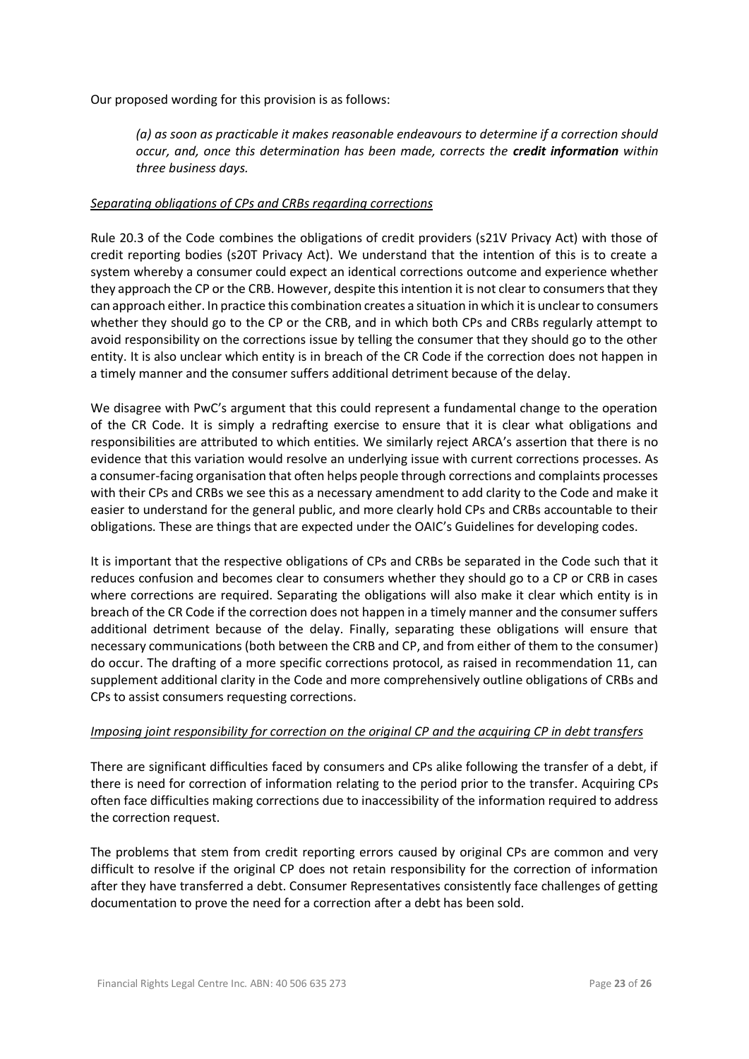Our proposed wording for this provision is as follows:

> *(a) as soon as practicable it makes reasonable endeavours to determine if a correction should occur, and, once this determination has been made, corrects the **credit information** within three business days.*

*Separating obligations of CPs and CRBs regarding corrections*

Rule 20.3 of the Code combines the obligations of credit providers (s21V Privacy Act) with those of credit reporting bodies (s20T Privacy Act). We understand that the intention of this is to create a system whereby a consumer could expect an identical corrections outcome and experience whether they approach the CP or the CRB. However, despite this intention it is not clear to consumers that they can approach either. In practice this combination creates a situation in which it is unclear to consumers whether they should go to the CP or the CRB, and in which both CPs and CRBs regularly attempt to avoid responsibility on the corrections issue by telling the consumer that they should go to the other entity. It is also unclear which entity is in breach of the CR Code if the correction does not happen in a timely manner and the consumer suffers additional detriment because of the delay.

We disagree with PwC's argument that this could represent a fundamental change to the operation of the CR Code. It is simply a redrafting exercise to ensure that it is clear what obligations and responsibilities are attributed to which entities. We similarly reject ARCA's assertion that there is no evidence that this variation would resolve an underlying issue with current corrections processes. As a consumer-facing organisation that often helps people through corrections and complaints processes with their CPs and CRBs we see this as a necessary amendment to add clarity to the Code and make it easier to understand for the general public, and more clearly hold CPs and CRBs accountable to their obligations. These are things that are expected under the OAIC's Guidelines for developing codes.

It is important that the respective obligations of CPs and CRBs be separated in the Code such that it reduces confusion and becomes clear to consumers whether they should go to a CP or CRB in cases where corrections are required. Separating the obligations will also make it clear which entity is in breach of the CR Code if the correction does not happen in a timely manner and the consumer suffers additional detriment because of the delay. Finally, separating these obligations will ensure that necessary communications (both between the CRB and CP, and from either of them to the consumer) do occur. The drafting of a more specific corrections protocol, as raised in recommendation 11, can supplement additional clarity in the Code and more comprehensively outline obligations of CRBs and CPs to assist consumers requesting corrections.

*Imposing joint responsibility for correction on the original CP and the acquiring CP in debt transfers*

There are significant difficulties faced by consumers and CPs alike following the transfer of a debt, if there is need for correction of information relating to the period prior to the transfer. Acquiring CPs often face difficulties making corrections due to inaccessibility of the information required to address the correction request.

The problems that stem from credit reporting errors caused by original CPs are common and very difficult to resolve if the original CP does not retain responsibility for the correction of information after they have transferred a debt. Consumer Representatives consistently face challenges of getting documentation to prove the need for a correction after a debt has been sold.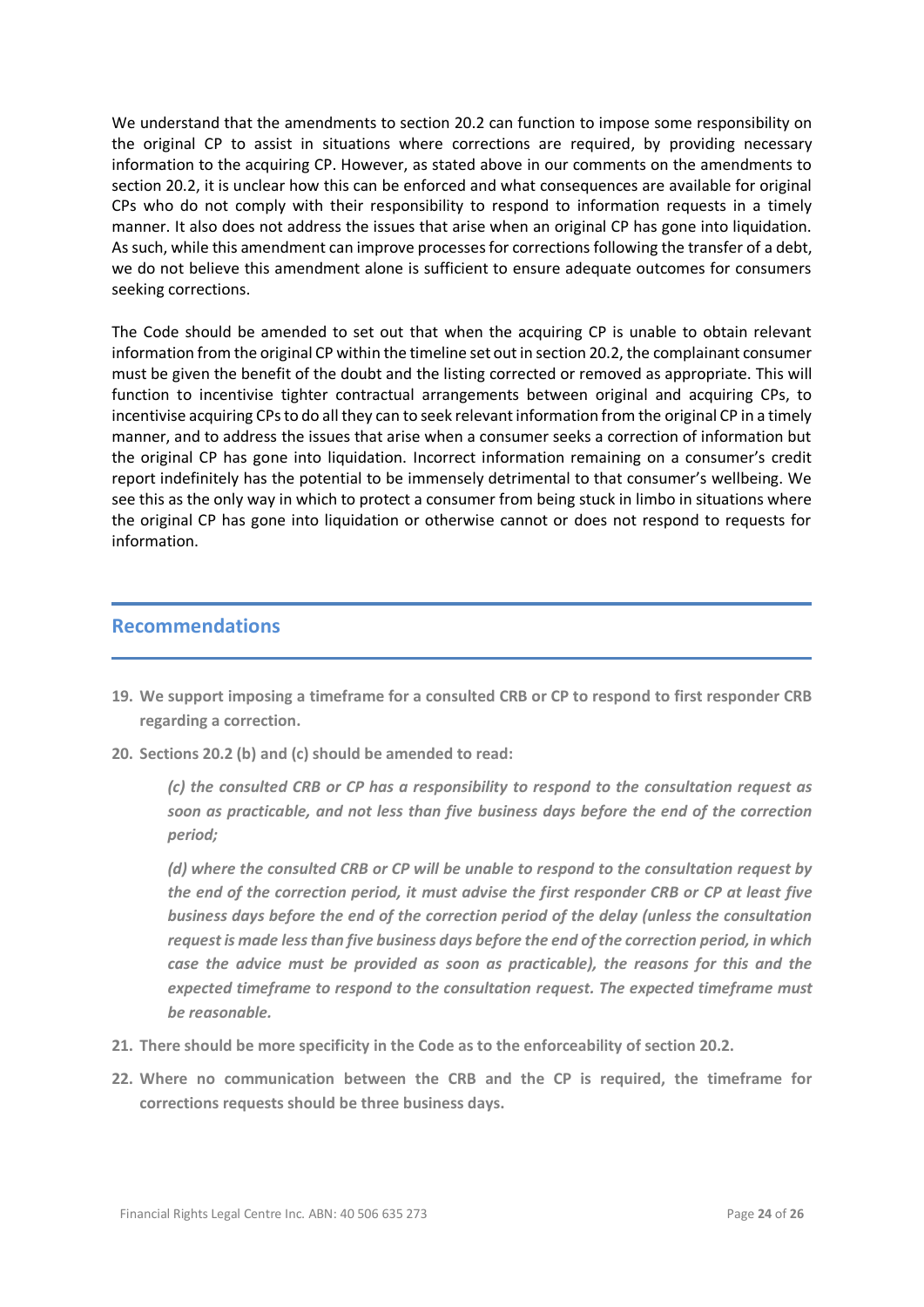We understand that the amendments to section 20.2 can function to impose some responsibility on the original CP to assist in situations where corrections are required, by providing necessary information to the acquiring CP. However, as stated above in our comments on the amendments to section 20.2, it is unclear how this can be enforced and what consequences are available for original CPs who do not comply with their responsibility to respond to information requests in a timely manner. It also does not address the issues that arise when an original CP has gone into liquidation. As such, while this amendment can improve processes for corrections following the transfer of a debt, we do not believe this amendment alone is sufficient to ensure adequate outcomes for consumers seeking corrections.

The Code should be amended to set out that when the acquiring CP is unable to obtain relevant information from the original CP within the timeline set out in section 20.2, the complainant consumer must be given the benefit of the doubt and the listing corrected or removed as appropriate. This will function to incentivise tighter contractual arrangements between original and acquiring CPs, to incentivise acquiring CPs to do all they can to seek relevant information from the original CP in a timely manner, and to address the issues that arise when a consumer seeks a correction of information but the original CP has gone into liquidation. Incorrect information remaining on a consumer's credit report indefinitely has the potential to be immensely detrimental to that consumer's wellbeing. We see this as the only way in which to protect a consumer from being stuck in limbo in situations where the original CP has gone into liquidation or otherwise cannot or does not respond to requests for information.

## Recommendations

19. **We support imposing a timeframe for a consulted CRB or CP to respond to first responder CRB regarding a correction.**
20. **Sections 20.2 (b) and (c) should be amended to read:**

    ***(c) the consulted CRB or CP has a responsibility to respond to the consultation request as soon as practicable, and not less than five business days before the end of the correction period;***

    ***(d) where the consulted CRB or CP will be unable to respond to the consultation request by the end of the correction period, it must advise the first responder CRB or CP at least five business days before the end of the correction period of the delay (unless the consultation request is made less than five business days before the end of the correction period, in which case the advice must be provided as soon as practicable), the reasons for this and the expected timeframe to respond to the consultation request. The expected timeframe must be reasonable.***
21. **There should be more specificity in the Code as to the enforceability of section 20.2.**
22. **Where no communication between the CRB and the CP is required, the timeframe for corrections requests should be three business days.**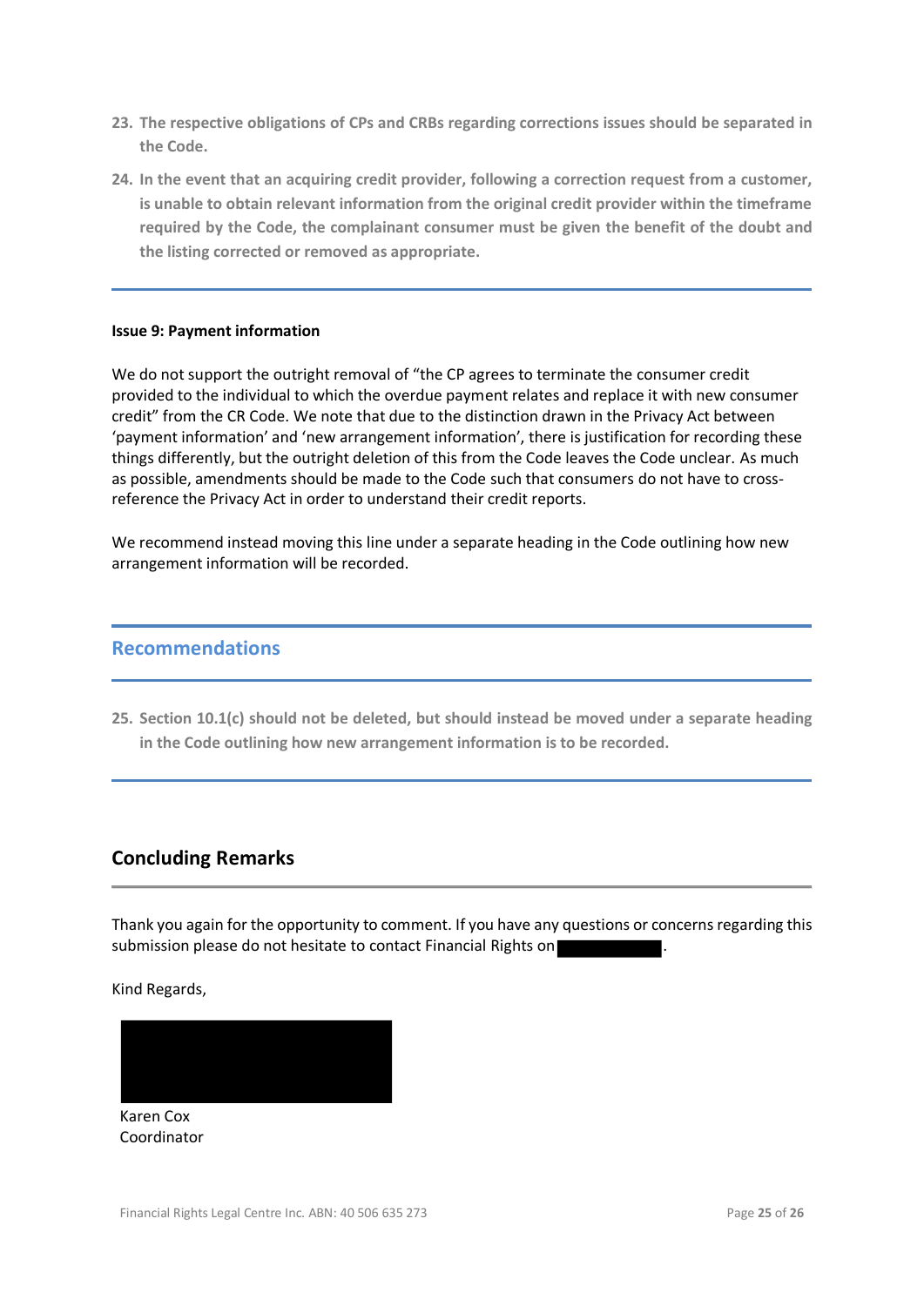23. **The respective obligations of CPs and CRBs regarding corrections issues should be separated in the Code.**
24. **In the event that an acquiring credit provider, following a correction request from a customer, is unable to obtain relevant information from the original credit provider within the timeframe required by the Code, the complainant consumer must be given the benefit of the doubt and the listing corrected or removed as appropriate.**

---

#### Issue 9: Payment information

We do not support the outright removal of "the CP agrees to terminate the consumer credit provided to the individual to which the overdue payment relates and replace it with new consumer credit" from the CR Code. We note that due to the distinction drawn in the Privacy Act between 'payment information' and 'new arrangement information', there is justification for recording these things differently, but the outright deletion of this from the Code leaves the Code unclear. As much as possible, amendments should be made to the Code such that consumers do not have to cross-reference the Privacy Act in order to understand their credit reports.

We recommend instead moving this line under a separate heading in the Code outlining how new arrangement information will be recorded.

---

### Recommendations

---

25. **Section 10.1(c) should not be deleted, but should instead be moved under a separate heading in the Code outlining how new arrangement information is to be recorded.**

---

## Concluding Remarks

Thank you again for the opportunity to comment. If you have any questions or concerns regarding this submission please do not hesitate to contact Financial Rights on [redacted].

Kind Regards,

[redacted]

Karen Cox
Coordinator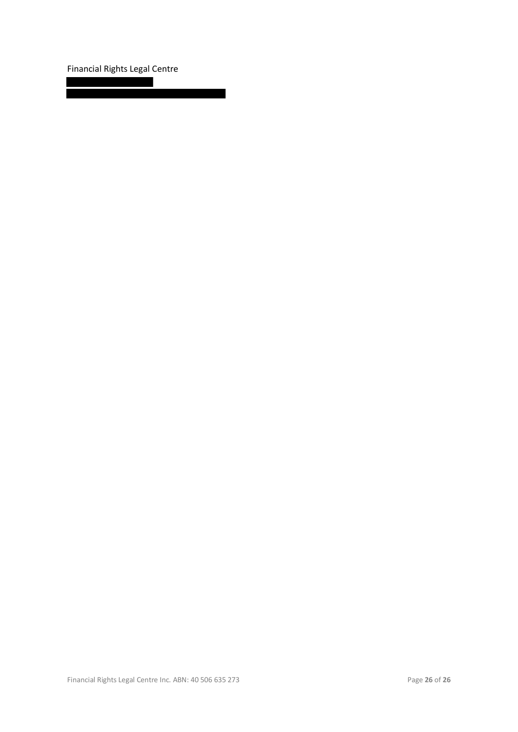Financial Rights Legal Centre